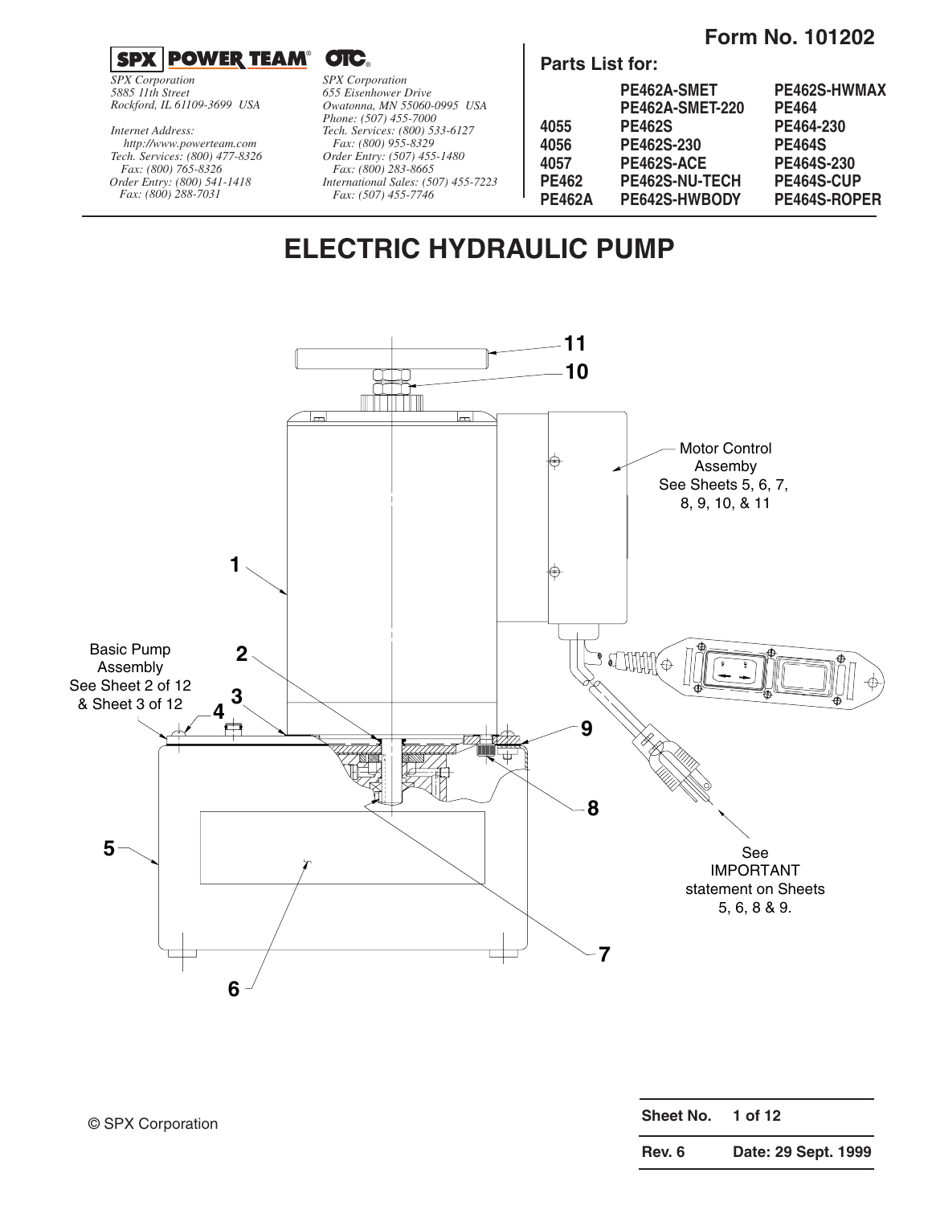Form No. 101202

**SPX POWER TEAM® OTC®**

*SPX Corporation*
*5885 11th Street*
*Rockford, IL 61109-3699 USA*

*Internet Address:*
*http://www.powerteam.com*
*Tech. Services: (800) 477-8326*
*Fax: (800) 765-8326*
*Order Entry: (800) 541-1418*
*Fax: (800) 288-7031*

*SPX Corporation*
*655 Eisenhower Drive*
*Owatonna, MN 55060-0995 USA*
*Phone: (507) 455-7000*
*Tech. Services: (800) 533-6127*
*Fax: (800) 955-8329*
*Order Entry: (507) 455-1480*
*Fax: (800) 283-8665*
*International Sales: (507) 455-7223*
*Fax: (507) 455-7746*

**Parts List for:**

| | | |
|---|---|---|
| | **PE462A-SMET** | **PE462S-HWMAX** |
| | **PE462A-SMET-220** | **PE464** |
| **4055** | **PE462S** | **PE464-230** |
| **4056** | **PE462S-230** | **PE464S** |
| **4057** | **PE462S-ACE** | **PE464S-230** |
| **PE462** | **PE462S-NU-TECH** | **PE464S-CUP** |
| **PE462A** | **PE642S-HWBODY** | **PE464S-ROPER** |

# ELECTRIC HYDRAULIC PUMP

11
10
Motor Control Assemby See Sheets 5, 6, 7, 8, 9, 10, & 11
1
Basic Pump Assembly See Sheet 2 of 12 & Sheet 3 of 12
2
3
4
9
8
5
See IMPORTANT statement on Sheets 5, 6, 8 & 9.
7
6

© SPX Corporation

| | |
|---|---|
| **Sheet No.** | **1 of 12** |
| **Rev. 6** | **Date: 29 Sept. 1999** |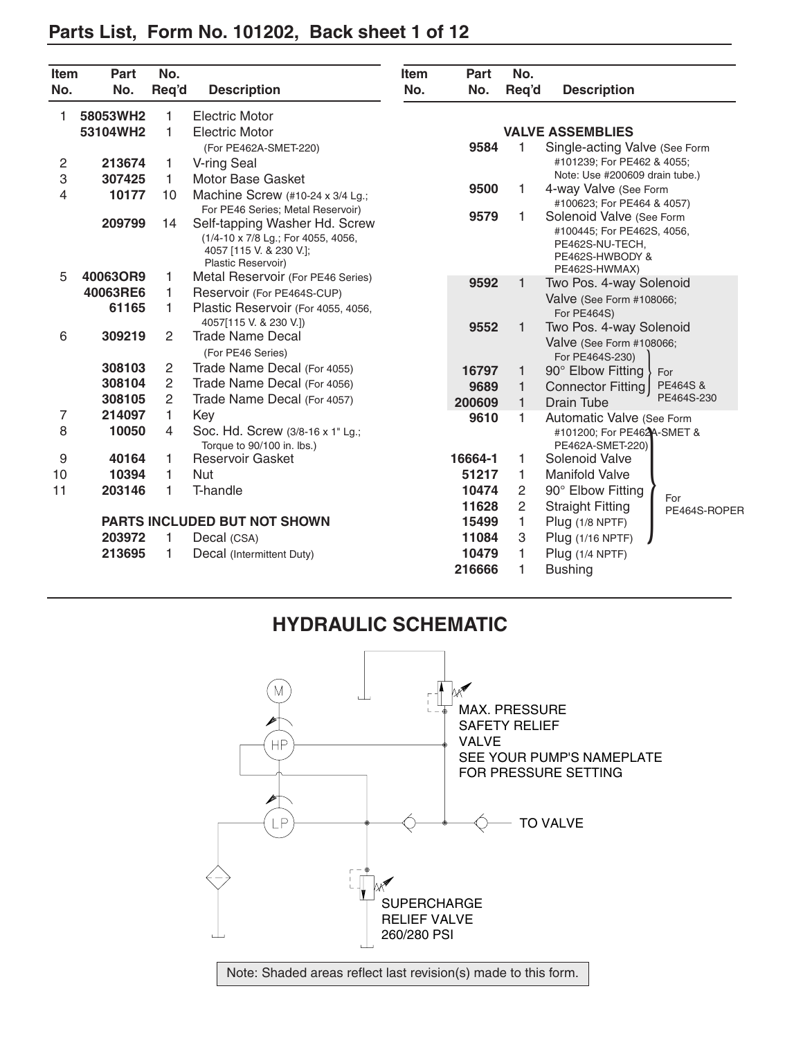## Parts List, Form No. 101202, Back sheet 1 of 12

| Item No. | Part No. | No. Req'd | Description |
|---|---|---|---|
| 1 | 58053WH2 | 1 | Electric Motor |
| | 53104WH2 | 1 | Electric Motor (For PE462A-SMET-220) |
| 2 | 213674 | 1 | V-ring Seal |
| 3 | 307425 | 1 | Motor Base Gasket |
| 4 | 10177 | 10 | Machine Screw (#10-24 x 3/4 Lg.; For PE46 Series; Metal Reservoir) |
| | 209799 | 14 | Self-tapping Washer Hd. Screw (1/4-10 x 7/8 Lg.; For 4055, 4056, 4057 [115 V. & 230 V.]; Plastic Reservoir) |
| 5 | 40063OR9 | 1 | Metal Reservoir (For PE46 Series) |
| | 40063RE6 | 1 | Reservoir (For PE464S-CUP) |
| | 61165 | 1 | Plastic Reservoir (For 4055, 4056, 4057[115 V. & 230 V.]) |
| 6 | 309219 | 2 | Trade Name Decal (For PE46 Series) |
| | 308103 | 2 | Trade Name Decal (For 4055) |
| | 308104 | 2 | Trade Name Decal (For 4056) |
| | 308105 | 2 | Trade Name Decal (For 4057) |
| 7 | 214097 | 1 | Key |
| 8 | 10050 | 4 | Soc. Hd. Screw (3/8-16 x 1" Lg.; Torque to 90/100 in. lbs.) |
| 9 | 40164 | 1 | Reservoir Gasket |
| 10 | 10394 | 1 | Nut |
| 11 | 203146 | 1 | T-handle |
| | | | **PARTS INCLUDED BUT NOT SHOWN** |
| | 203972 | 1 | Decal (CSA) |
| | 213695 | 1 | Decal (Intermittent Duty) |

| Item No. | Part No. | No. Req'd | Description |
|---|---|---|---|
| | | | **VALVE ASSEMBLIES** |
| | 9584 | 1 | Single-acting Valve (See Form #101239; For PE462 & 4055; Note: Use #200609 drain tube.) |
| | 9500 | 1 | 4-way Valve (See Form #100623; For PE464 & 4057) |
| | 9579 | 1 | Solenoid Valve (See Form #100445; For PE462S, 4056, PE462S-NU-TECH, PE462S-HWBODY & PE462S-HWMAX) |
| | 9592 | 1 | Two Pos. 4-way Solenoid Valve (See Form #108066; For PE464S) |
| | 9552 | 1 | Two Pos. 4-way Solenoid Valve (See Form #108066; For PE464S-230) |
| | 16797 | 1 | 90° Elbow Fitting (For PE464S & PE464S-230) |
| | 9689 | 1 | Connector Fitting (For PE464S & PE464S-230) |
| | 200609 | 1 | Drain Tube |
| | 9610 | 1 | Automatic Valve (See Form #101200; For PE462A-SMET & PE462A-SMET-220) |
| | 16664-1 | 1 | Solenoid Valve (For PE464S-ROPER) |
| | 51217 | 1 | Manifold Valve (For PE464S-ROPER) |
| | 10474 | 2 | 90° Elbow Fitting (For PE464S-ROPER) |
| | 11628 | 2 | Straight Fitting (For PE464S-ROPER) |
| | 15499 | 1 | Plug (1/8 NPTF) (For PE464S-ROPER) |
| | 11084 | 3 | Plug (1/16 NPTF) (For PE464S-ROPER) |
| | 10479 | 1 | Plug (1/4 NPTF) |
| | 216666 | 1 | Bushing |

## HYDRAULIC SCHEMATIC

M — HP — LP

MAX. PRESSURE SAFETY RELIEF VALVE
SEE YOUR PUMP'S NAMEPLATE FOR PRESSURE SETTING

TO VALVE

SUPERCHARGE RELIEF VALVE 260/280 PSI

Note: Shaded areas reflect last revision(s) made to this form.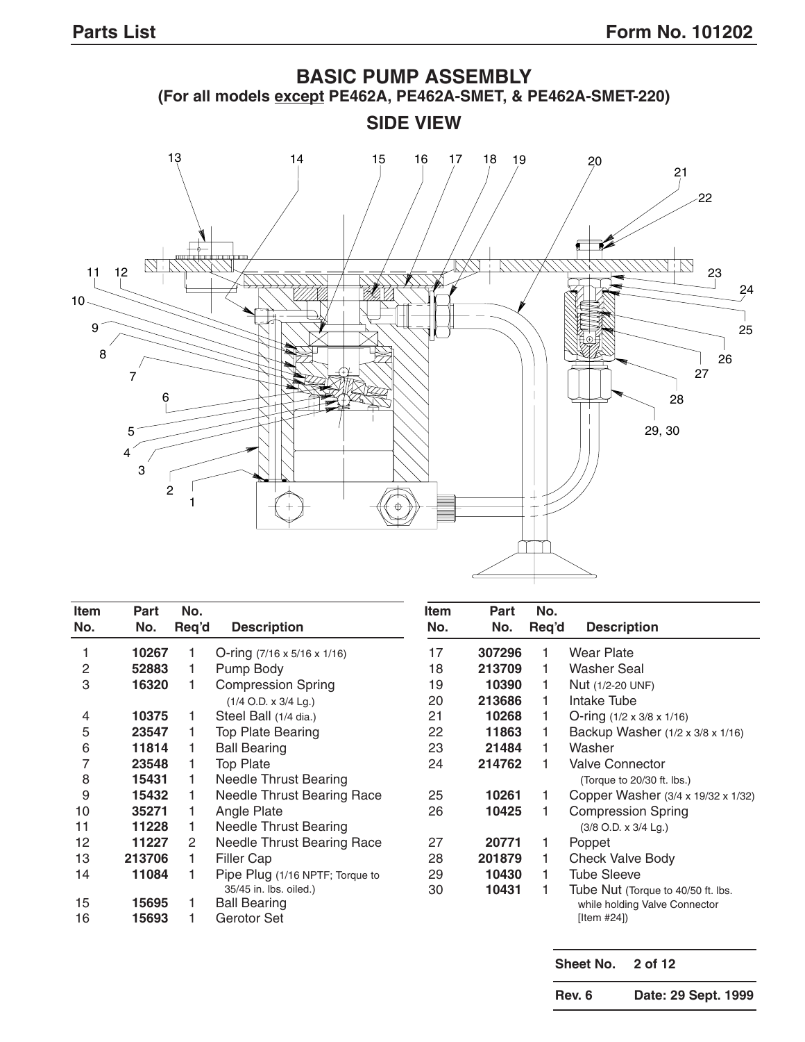# BASIC PUMP ASSEMBLY

## (For all models except PE462A, PE462A-SMET, & PE462A-SMET-220)

## SIDE VIEW

| Item No. | Part No. | No. Req'd | Description |
|---|---|---|---|
| 1 | **10267** | 1 | O-ring (7/16 x 5/16 x 1/16) |
| 2 | **52883** | 1 | Pump Body |
| 3 | **16320** | 1 | Compression Spring (1/4 O.D. x 3/4 Lg.) |
| 4 | **10375** | 1 | Steel Ball (1/4 dia.) |
| 5 | **23547** | 1 | Top Plate Bearing |
| 6 | **11814** | 1 | Ball Bearing |
| 7 | **23548** | 1 | Top Plate |
| 8 | **15431** | 1 | Needle Thrust Bearing |
| 9 | **15432** | 1 | Needle Thrust Bearing Race |
| 10 | **35271** | 1 | Angle Plate |
| 11 | **11228** | 1 | Needle Thrust Bearing |
| 12 | **11227** | 2 | Needle Thrust Bearing Race |
| 13 | **213706** | 1 | Filler Cap |
| 14 | **11084** | 1 | Pipe Plug (1/16 NPTF; Torque to 35/45 in. lbs. oiled.) |
| 15 | **15695** | 1 | Ball Bearing |
| 16 | **15693** | 1 | Gerotor Set |
| 17 | **307296** | 1 | Wear Plate |
| 18 | **213709** | 1 | Washer Seal |
| 19 | **10390** | 1 | Nut (1/2-20 UNF) |
| 20 | **213686** | 1 | Intake Tube |
| 21 | **10268** | 1 | O-ring (1/2 x 3/8 x 1/16) |
| 22 | **11863** | 1 | Backup Washer (1/2 x 3/8 x 1/16) |
| 23 | **21484** | 1 | Washer |
| 24 | **214762** | 1 | Valve Connector (Torque to 20/30 ft. lbs.) |
| 25 | **10261** | 1 | Copper Washer (3/4 x 19/32 x 1/32) |
| 26 | **10425** | 1 | Compression Spring (3/8 O.D. x 3/4 Lg.) |
| 27 | **20771** | 1 | Poppet |
| 28 | **201879** | 1 | Check Valve Body |
| 29 | **10430** | 1 | Tube Sleeve |
| 30 | **10431** | 1 | Tube Nut (Torque to 40/50 ft. lbs. while holding Valve Connector [Item #24]) |

| | |
|---|---|
| **Sheet No.** | **2 of 12** |
| **Rev. 6** | **Date: 29 Sept. 1999** |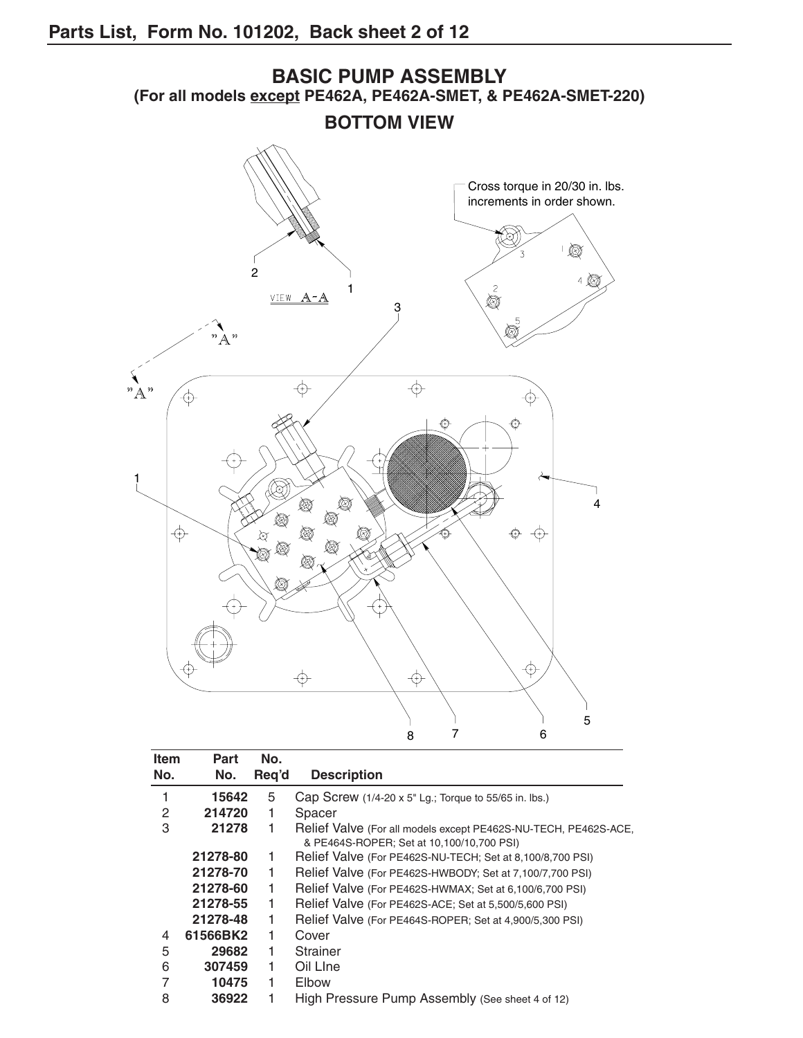# Parts List, Form No. 101202, Back sheet 2 of 12

## BASIC PUMP ASSEMBLY
**(For all models except PE462A, PE462A-SMET, & PE462A-SMET-220)**

### BOTTOM VIEW

Cross torque in 20/30 in. lbs. increments in order shown.

VIEW A-A

| Item No. | Part No. | No. Req'd | Description |
|---|---|---|---|
| 1 | **15642** | 5 | Cap Screw (1/4-20 x 5" Lg.; Torque to 55/65 in. lbs.) |
| 2 | **214720** | 1 | Spacer |
| 3 | **21278** | 1 | Relief Valve (For all models except PE462S-NU-TECH, PE462S-ACE, & PE464S-ROPER; Set at 10,100/10,700 PSI) |
| | **21278-80** | 1 | Relief Valve (For PE462S-NU-TECH; Set at 8,100/8,700 PSI) |
| | **21278-70** | 1 | Relief Valve (For PE462S-HWBODY; Set at 7,100/7,700 PSI) |
| | **21278-60** | 1 | Relief Valve (For PE462S-HWMAX; Set at 6,100/6,700 PSI) |
| | **21278-55** | 1 | Relief Valve (For PE462S-ACE; Set at 5,500/5,600 PSI) |
| | **21278-48** | 1 | Relief Valve (For PE464S-ROPER; Set at 4,900/5,300 PSI) |
| 4 | **61566BK2** | 1 | Cover |
| 5 | **29682** | 1 | Strainer |
| 6 | **307459** | 1 | Oil LIne |
| 7 | **10475** | 1 | Elbow |
| 8 | **36922** | 1 | High Pressure Pump Assembly (See sheet 4 of 12) |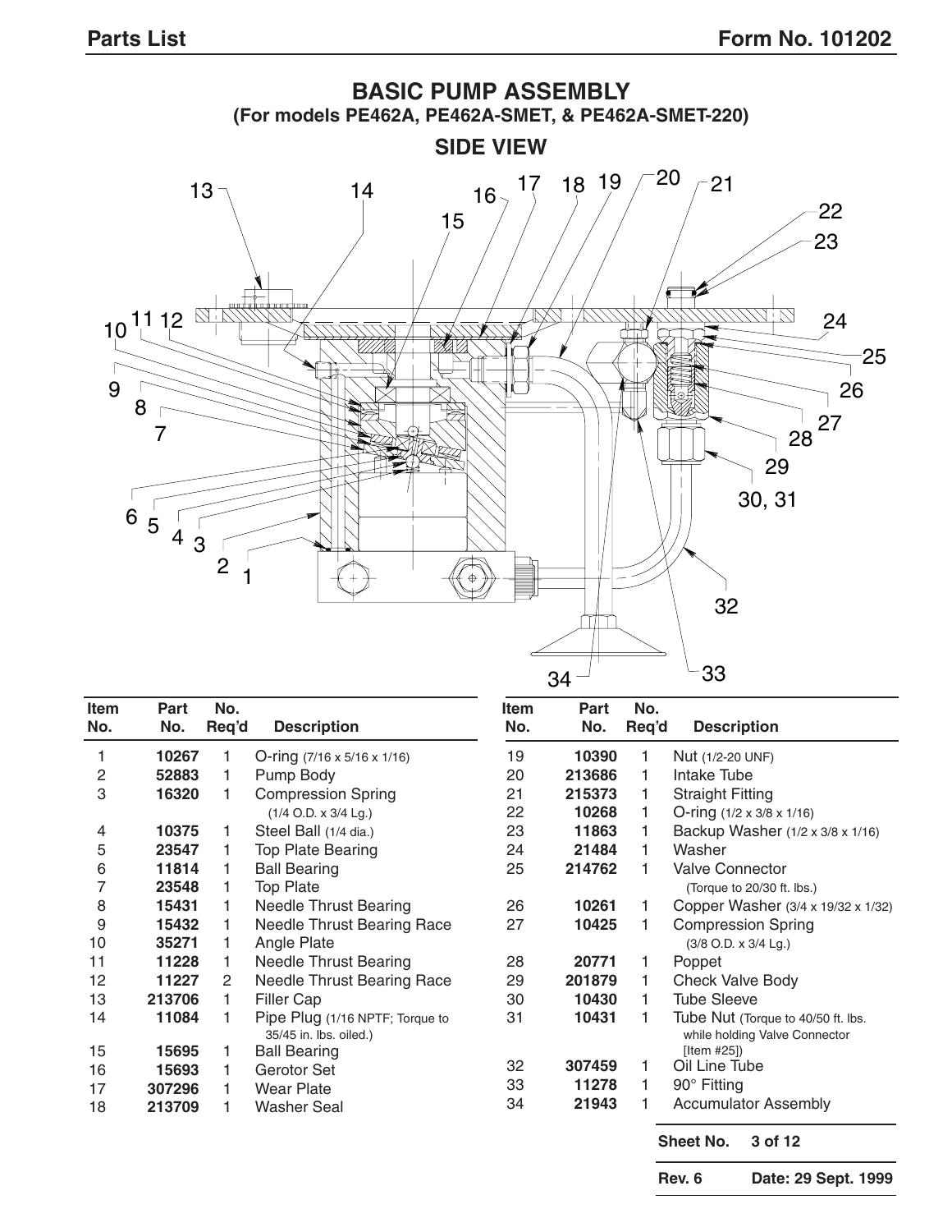## BASIC PUMP ASSEMBLY

**(For models PE462A, PE462A-SMET, & PE462A-SMET-220)**

**SIDE VIEW**

| Item No. | Part No. | No. Req'd | Description |
|---|---|---|---|
| 1 | **10267** | 1 | O-ring (7/16 x 5/16 x 1/16) |
| 2 | **52883** | 1 | Pump Body |
| 3 | **16320** | 1 | Compression Spring (1/4 O.D. x 3/4 Lg.) |
| 4 | **10375** | 1 | Steel Ball (1/4 dia.) |
| 5 | **23547** | 1 | Top Plate Bearing |
| 6 | **11814** | 1 | Ball Bearing |
| 7 | **23548** | 1 | Top Plate |
| 8 | **15431** | 1 | Needle Thrust Bearing |
| 9 | **15432** | 1 | Needle Thrust Bearing Race |
| 10 | **35271** | 1 | Angle Plate |
| 11 | **11228** | 1 | Needle Thrust Bearing |
| 12 | **11227** | 2 | Needle Thrust Bearing Race |
| 13 | **213706** | 1 | Filler Cap |
| 14 | **11084** | 1 | Pipe Plug (1/16 NPTF; Torque to 35/45 in. lbs. oiled.) |
| 15 | **15695** | 1 | Ball Bearing |
| 16 | **15693** | 1 | Gerotor Set |
| 17 | **307296** | 1 | Wear Plate |
| 18 | **213709** | 1 | Washer Seal |
| 19 | **10390** | 1 | Nut (1/2-20 UNF) |
| 20 | **213686** | 1 | Intake Tube |
| 21 | **215373** | 1 | Straight Fitting |
| 22 | **10268** | 1 | O-ring (1/2 x 3/8 x 1/16) |
| 23 | **11863** | 1 | Backup Washer (1/2 x 3/8 x 1/16) |
| 24 | **21484** | 1 | Washer |
| 25 | **214762** | 1 | Valve Connector (Torque to 20/30 ft. lbs.) |
| 26 | **10261** | 1 | Copper Washer (3/4 x 19/32 x 1/32) |
| 27 | **10425** | 1 | Compression Spring (3/8 O.D. x 3/4 Lg.) |
| 28 | **20771** | 1 | Poppet |
| 29 | **201879** | 1 | Check Valve Body |
| 30 | **10430** | 1 | Tube Sleeve |
| 31 | **10431** | 1 | Tube Nut (Torque to 40/50 ft. lbs. while holding Valve Connector [Item #25]) |
| 32 | **307459** | 1 | Oil Line Tube |
| 33 | **11278** | 1 | 90° Fitting |
| 34 | **21943** | 1 | Accumulator Assembly |

**Sheet No.** 3 of 12

**Rev. 6** **Date: 29 Sept. 1999**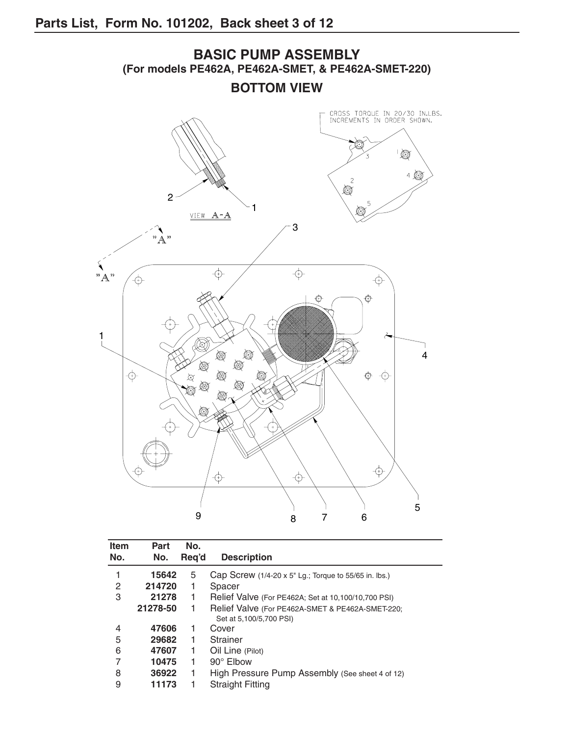## BASIC PUMP ASSEMBLY
### (For models PE462A, PE462A-SMET, & PE462A-SMET-220)
### BOTTOM VIEW

CROSS TORQUE IN 20/30 IN.LBS. INCREMENTS IN ORDER SHOWN.

VIEW A-A

| Item No. | Part No. | No. Req'd | Description |
|---|---|---|---|
| 1 | **15642** | 5 | Cap Screw (1/4-20 x 5" Lg.; Torque to 55/65 in. lbs.) |
| 2 | **214720** | 1 | Spacer |
| 3 | **21278** | 1 | Relief Valve (For PE462A; Set at 10,100/10,700 PSI) |
| | **21278-50** | 1 | Relief Valve (For PE462A-SMET & PE462A-SMET-220; Set at 5,100/5,700 PSI) |
| 4 | **47606** | 1 | Cover |
| 5 | **29682** | 1 | Strainer |
| 6 | **47607** | 1 | Oil Line (Pilot) |
| 7 | **10475** | 1 | 90° Elbow |
| 8 | **36922** | 1 | High Pressure Pump Assembly (See sheet 4 of 12) |
| 9 | **11173** | 1 | Straight Fitting |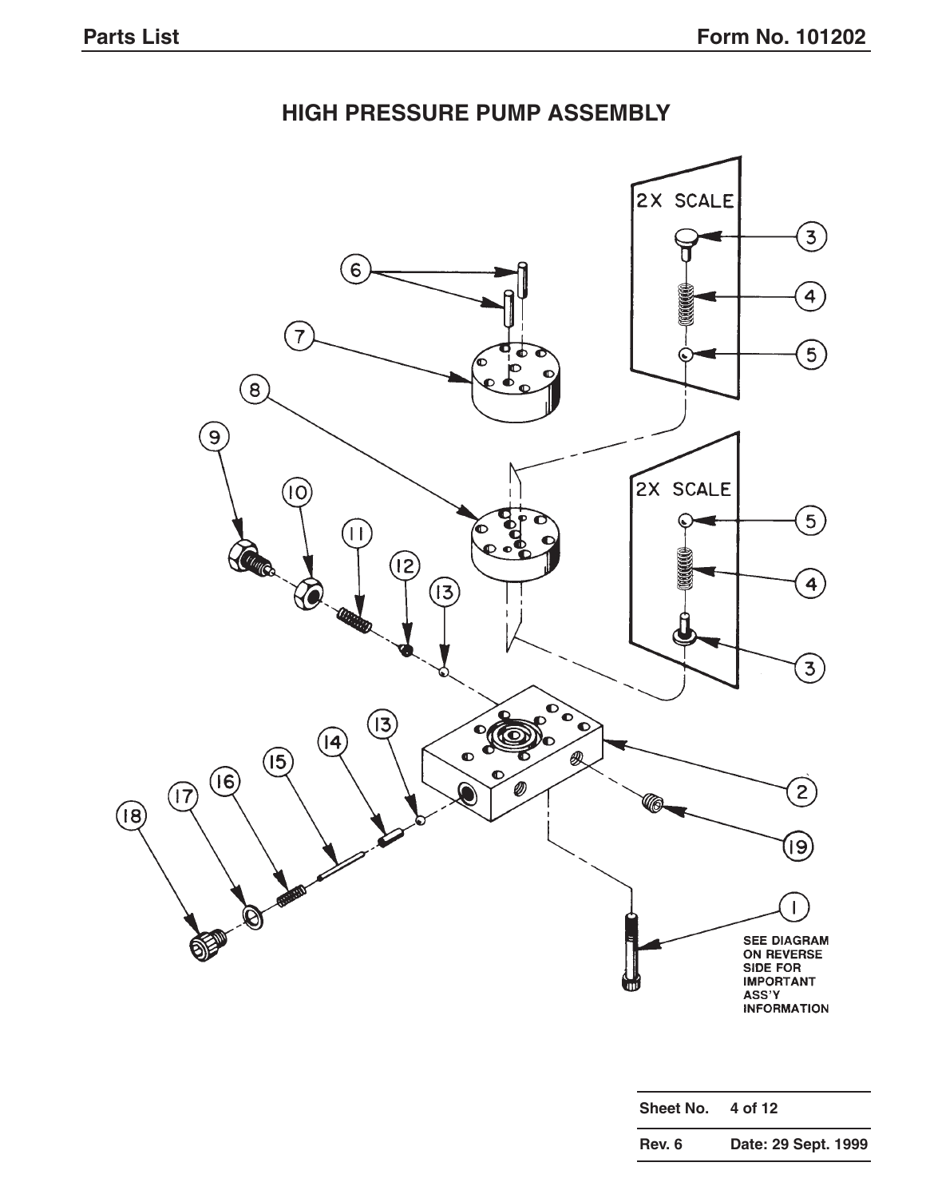# HIGH PRESSURE PUMP ASSEMBLY

2X SCALE

2X SCALE

SEE DIAGRAM ON REVERSE SIDE FOR IMPORTANT ASS'Y INFORMATION

| Sheet No. | 4 of 12 |
|---|---|
| Rev. 6 | Date: 29 Sept. 1999 |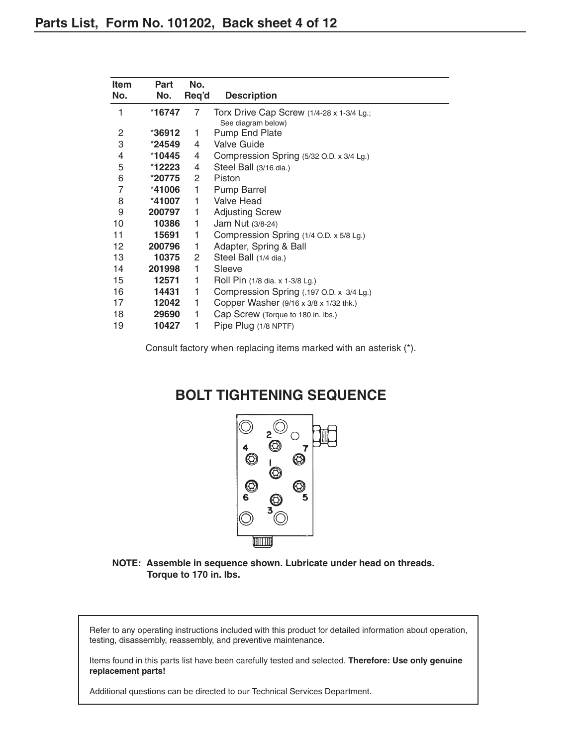# Parts List, Form No. 101202, Back sheet 4 of 12

| Item No. | Part No. | No. Req'd | Description |
|---|---|---|---|
| 1 | *16747 | 7 | Torx Drive Cap Screw (1/4-28 x 1-3/4 Lg.; See diagram below) |
| 2 | *36912 | 1 | Pump End Plate |
| 3 | *24549 | 4 | Valve Guide |
| 4 | *10445 | 4 | Compression Spring (5/32 O.D. x 3/4 Lg.) |
| 5 | *12223 | 4 | Steel Ball (3/16 dia.) |
| 6 | *20775 | 2 | Piston |
| 7 | *41006 | 1 | Pump Barrel |
| 8 | *41007 | 1 | Valve Head |
| 9 | 200797 | 1 | Adjusting Screw |
| 10 | 10386 | 1 | Jam Nut (3/8-24) |
| 11 | 15691 | 1 | Compression Spring (1/4 O.D. x 5/8 Lg.) |
| 12 | 200796 | 1 | Adapter, Spring & Ball |
| 13 | 10375 | 2 | Steel Ball (1/4 dia.) |
| 14 | 201998 | 1 | Sleeve |
| 15 | 12571 | 1 | Roll Pin (1/8 dia. x 1-3/8 Lg.) |
| 16 | 14431 | 1 | Compression Spring (.197 O.D. x 3/4 Lg.) |
| 17 | 12042 | 1 | Copper Washer (9/16 x 3/8 x 1/32 thk.) |
| 18 | 29690 | 1 | Cap Screw (Torque to 180 in. lbs.) |
| 19 | 10427 | 1 | Pipe Plug (1/8 NPTF) |

Consult factory when replacing items marked with an asterisk (*).

## BOLT TIGHTENING SEQUENCE

**NOTE: Assemble in sequence shown. Lubricate under head on threads. Torque to 170 in. lbs.**

Refer to any operating instructions included with this product for detailed information about operation, testing, disassembly, reassembly, and preventive maintenance.

Items found in this parts list have been carefully tested and selected. **Therefore: Use only genuine replacement parts!**

Additional questions can be directed to our Technical Services Department.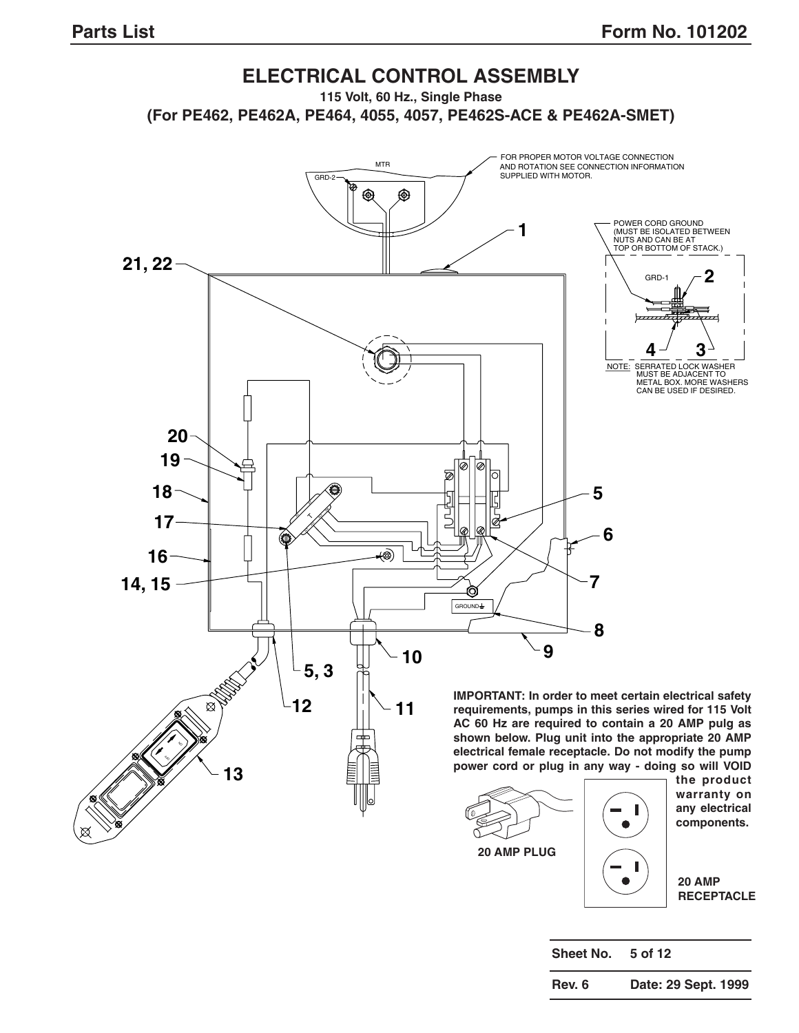# ELECTRICAL CONTROL ASSEMBLY

**115 Volt, 60 Hz., Single Phase**

**(For PE462, PE462A, PE464, 4055, 4057, PE462S-ACE & PE462A-SMET)**

MTR

GRD-2

FOR PROPER MOTOR VOLTAGE CONNECTION AND ROTATION SEE CONNECTION INFORMATION SUPPLIED WITH MOTOR.

POWER CORD GROUND (MUST BE ISOLATED BETWEEN NUTS AND CAN BE AT TOP OR BOTTOM OF STACK.)

GRD-1

NOTE: SERRATED LOCK WASHER MUST BE ADJACENT TO METAL BOX. MORE WASHERS CAN BE USED IF DESIRED.

GROUND

1, 2, 3, 4, 5, 6, 7, 8, 9, 10, 11, 12, 13, 14, 15, 16, 17, 18, 19, 20, 21, 22, 5, 3

**IMPORTANT: In order to meet certain electrical safety requirements, pumps in this series wired for 115 Volt AC 60 Hz are required to contain a 20 AMP pulg as shown below. Plug unit into the appropriate 20 AMP electrical female receptacle. Do not modify the pump power cord or plug in any way - doing so will VOID the product warranty on any electrical components.**

**20 AMP PLUG**

**20 AMP RECEPTACLE**

| Sheet No. | 5 of 12 |
|---|---|
| Rev. 6 | Date: 29 Sept. 1999 |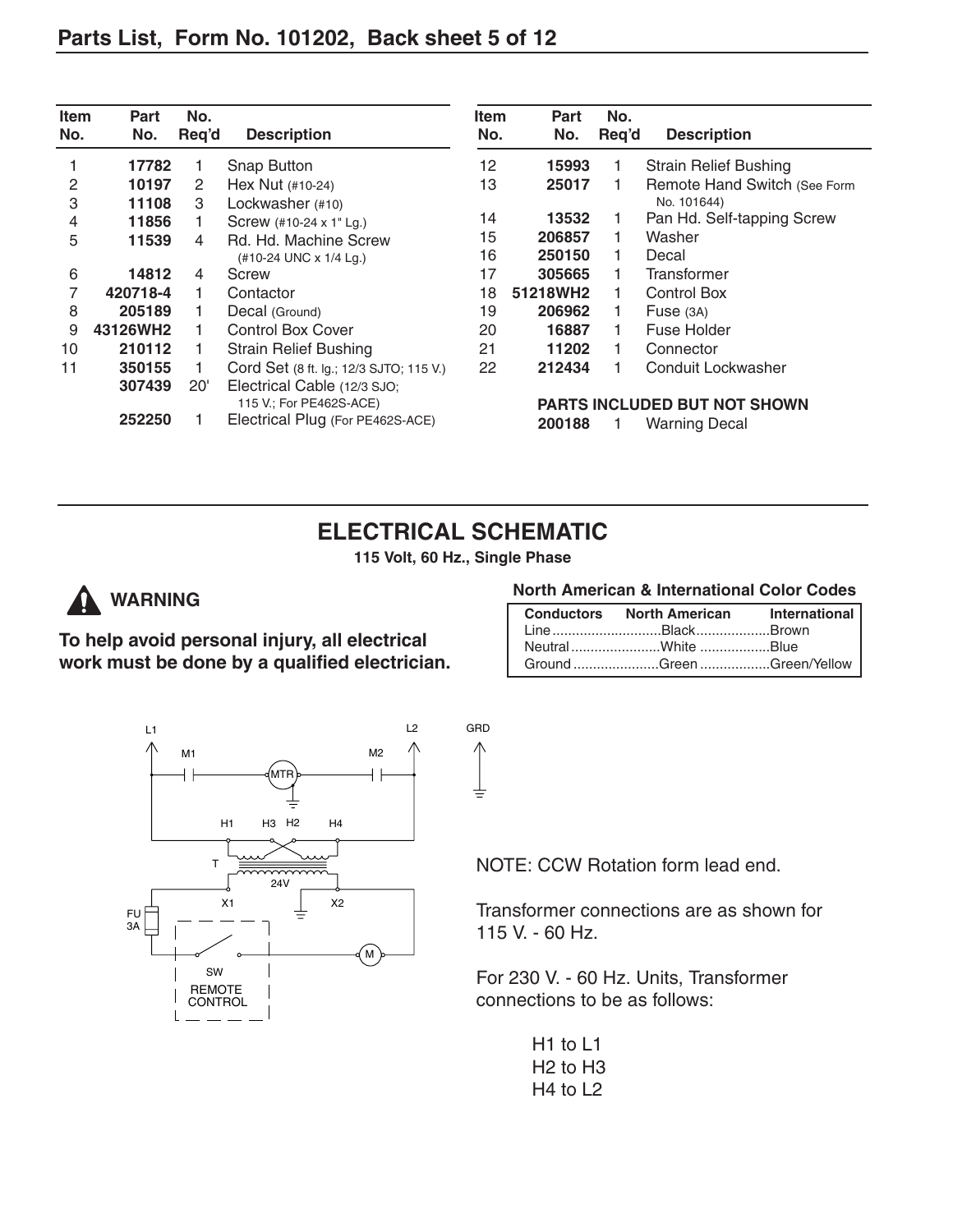## Parts List, Form No. 101202, Back sheet 5 of 12

| Item No. | Part No. | No. Req'd | Description |
|---|---|---|---|
| 1 | **17782** | 1 | Snap Button |
| 2 | **10197** | 2 | Hex Nut (#10-24) |
| 3 | **11108** | 3 | Lockwasher (#10) |
| 4 | **11856** | 1 | Screw (#10-24 x 1" Lg.) |
| 5 | **11539** | 4 | Rd. Hd. Machine Screw (#10-24 UNC x 1/4 Lg.) |
| 6 | **14812** | 4 | Screw |
| 7 | **420718-4** | 1 | Contactor |
| 8 | **205189** | 1 | Decal (Ground) |
| 9 | **43126WH2** | 1 | Control Box Cover |
| 10 | **210112** | 1 | Strain Relief Bushing |
| 11 | **350155** | 1 | Cord Set (8 ft. lg.; 12/3 SJTO; 115 V.) |
| | **307439** | 20' | Electrical Cable (12/3 SJO; 115 V.; For PE462S-ACE) |
| | **252250** | 1 | Electrical Plug (For PE462S-ACE) |
| 12 | **15993** | 1 | Strain Relief Bushing |
| 13 | **25017** | 1 | Remote Hand Switch (See Form No. 101644) |
| 14 | **13532** | 1 | Pan Hd. Self-tapping Screw |
| 15 | **206857** | 1 | Washer |
| 16 | **250150** | 1 | Decal |
| 17 | **305665** | 1 | Transformer |
| 18 | **51218WH2** | 1 | Control Box |
| 19 | **206962** | 1 | Fuse (3A) |
| 20 | **16887** | 1 | Fuse Holder |
| 21 | **11202** | 1 | Connector |
| 22 | **212434** | 1 | Conduit Lockwasher |
| | **PARTS INCLUDED BUT NOT SHOWN** | | |
| | **200188** | 1 | Warning Decal |

## ELECTRICAL SCHEMATIC

**115 Volt, 60 Hz., Single Phase**

### ⚠ WARNING

**To help avoid personal injury, all electrical work must be done by a qualified electrician.**

**North American & International Color Codes**

| Conductors | North American | International |
|---|---|---|
| Line | Black | Brown |
| Neutral | White | Blue |
| Ground | Green | Green/Yellow |

L1 M1 MTR M2 L2 GRD H1 H3 H2 H4 T 24V X1 X2 FU 3A SW REMOTE CONTROL M

NOTE: CCW Rotation form lead end.

Transformer connections are as shown for 115 V. - 60 Hz.

For 230 V. - 60 Hz. Units, Transformer connections to be as follows:

H1 to L1
H2 to H3
H4 to L2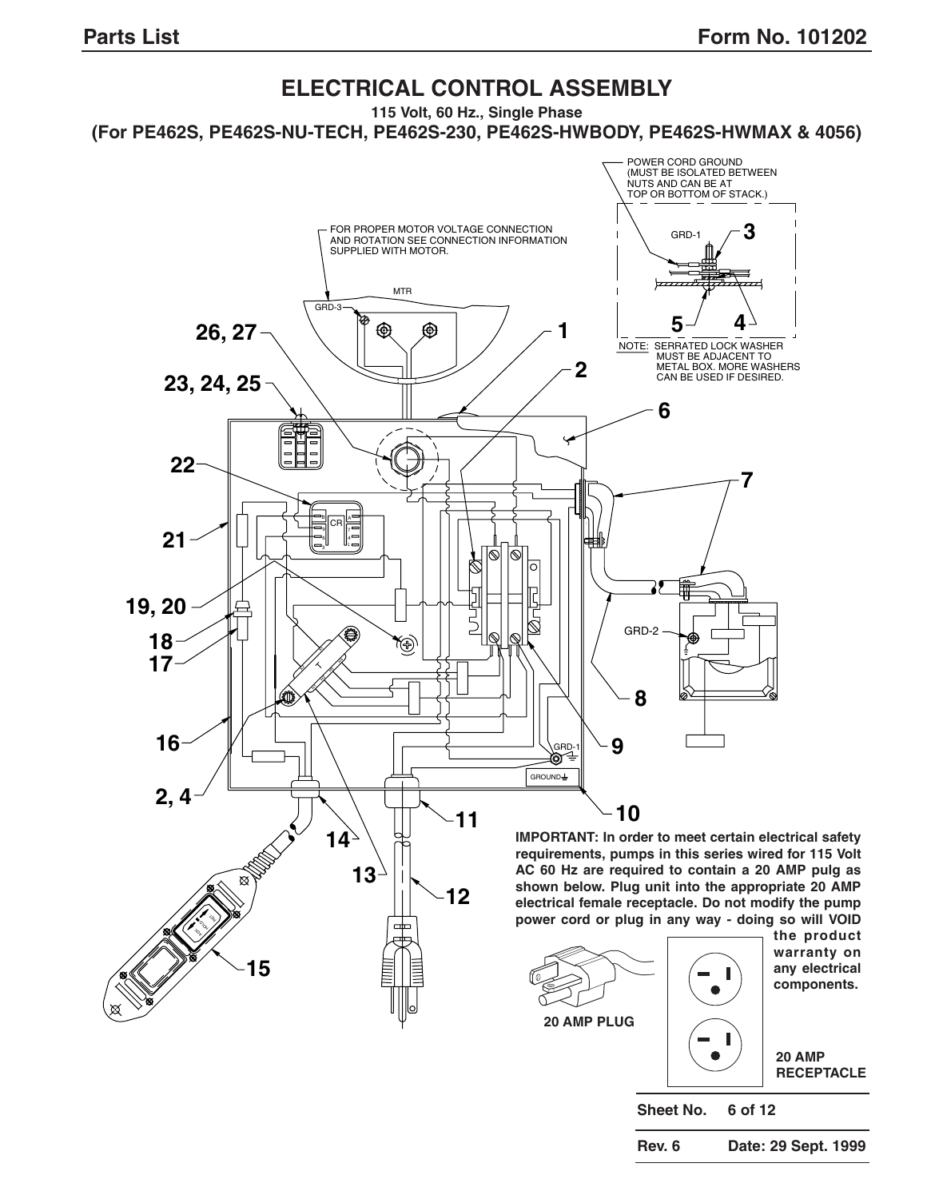# ELECTRICAL CONTROL ASSEMBLY

**115 Volt, 60 Hz., Single Phase**

**(For PE462S, PE462S-NU-TECH, PE462S-230, PE462S-HWBODY, PE462S-HWMAX & 4056)**

POWER CORD GROUND (MUST BE ISOLATED BETWEEN NUTS AND CAN BE AT TOP OR BOTTOM OF STACK.)

NOTE: SERRATED LOCK WASHER MUST BE ADJACENT TO METAL BOX. MORE WASHERS CAN BE USED IF DESIRED.

FOR PROPER MOTOR VOLTAGE CONNECTION AND ROTATION SEE CONNECTION INFORMATION SUPPLIED WITH MOTOR.

**IMPORTANT: In order to meet certain electrical safety requirements, pumps in this series wired for 115 Volt AC 60 Hz are required to contain a 20 AMP pulg as shown below. Plug unit into the appropriate 20 AMP electrical female receptacle. Do not modify the pump power cord or plug in any way - doing so will VOID the product warranty on any electrical components.**

**20 AMP PLUG**

**20 AMP RECEPTACLE**

| | |
|---|---|
| **Sheet No.** | **6 of 12** |
| **Rev. 6** | **Date: 29 Sept. 1999** |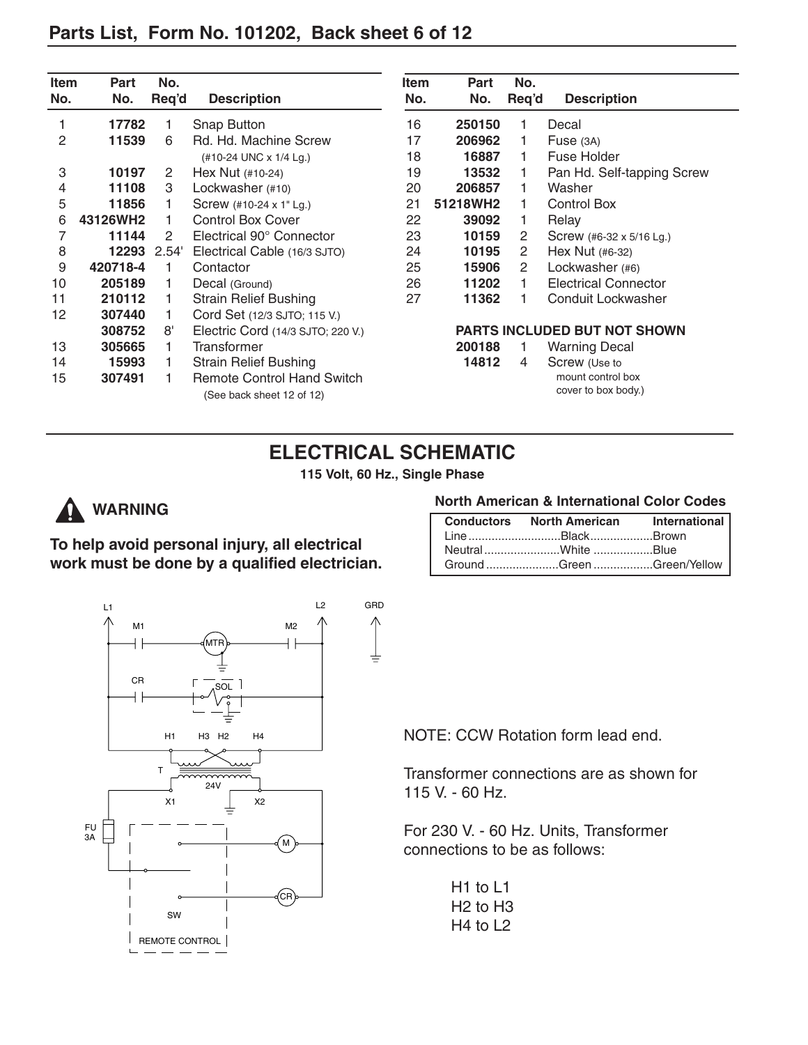## Parts List, Form No. 101202, Back sheet 6 of 12

| Item No. | Part No. | No. Req'd | Description |
|---|---|---|---|
| 1 | **17782** | 1 | Snap Button |
| 2 | **11539** | 6 | Rd. Hd. Machine Screw (#10-24 UNC x 1/4 Lg.) |
| 3 | **10197** | 2 | Hex Nut (#10-24) |
| 4 | **11108** | 3 | Lockwasher (#10) |
| 5 | **11856** | 1 | Screw (#10-24 x 1" Lg.) |
| 6 | **43126WH2** | 1 | Control Box Cover |
| 7 | **11144** | 2 | Electrical 90° Connector |
| 8 | **12293** | 2.54' | Electrical Cable (16/3 SJTO) |
| 9 | **420718-4** | 1 | Contactor |
| 10 | **205189** | 1 | Decal (Ground) |
| 11 | **210112** | 1 | Strain Relief Bushing |
| 12 | **307440** | 1 | Cord Set (12/3 SJTO; 115 V.) |
|  | **308752** | 8' | Electric Cord (14/3 SJTO; 220 V.) |
| 13 | **305665** | 1 | Transformer |
| 14 | **15993** | 1 | Strain Relief Bushing |
| 15 | **307491** | 1 | Remote Control Hand Switch (See back sheet 12 of 12) |
| 16 | **250150** | 1 | Decal |
| 17 | **206962** | 1 | Fuse (3A) |
| 18 | **16887** | 1 | Fuse Holder |
| 19 | **13532** | 1 | Pan Hd. Self-tapping Screw |
| 20 | **206857** | 1 | Washer |
| 21 | **51218WH2** | 1 | Control Box |
| 22 | **39092** | 1 | Relay |
| 23 | **10159** | 2 | Screw (#6-32 x 5/16 Lg.) |
| 24 | **10195** | 2 | Hex Nut (#6-32) |
| 25 | **15906** | 2 | Lockwasher (#6) |
| 26 | **11202** | 1 | Electrical Connector |
| 27 | **11362** | 1 | Conduit Lockwasher |

**PARTS INCLUDED BUT NOT SHOWN**

| Part No. | No. Req'd | Description |
|---|---|---|
| **200188** | 1 | Warning Decal |
| **14812** | 4 | Screw (Use to mount control box cover to box body.) |

## ELECTRICAL SCHEMATIC

**115 Volt, 60 Hz., Single Phase**

**⚠ WARNING**

**To help avoid personal injury, all electrical work must be done by a qualified electrician.**

**North American & International Color Codes**

| Conductors | North American | International |
|---|---|---|
| Line | Black | Brown |
| Neutral | White | Blue |
| Ground | Green | Green/Yellow |

L1 L2 GRD M1 M2 MTR CR SOL H1 H3 H2 H4 T 24V X1 X2 FU 3A M CR SW REMOTE CONTROL

NOTE: CCW Rotation form lead end.

Transformer connections are as shown for 115 V. - 60 Hz.

For 230 V. - 60 Hz. Units, Transformer connections to be as follows:

H1 to L1
H2 to H3
H4 to L2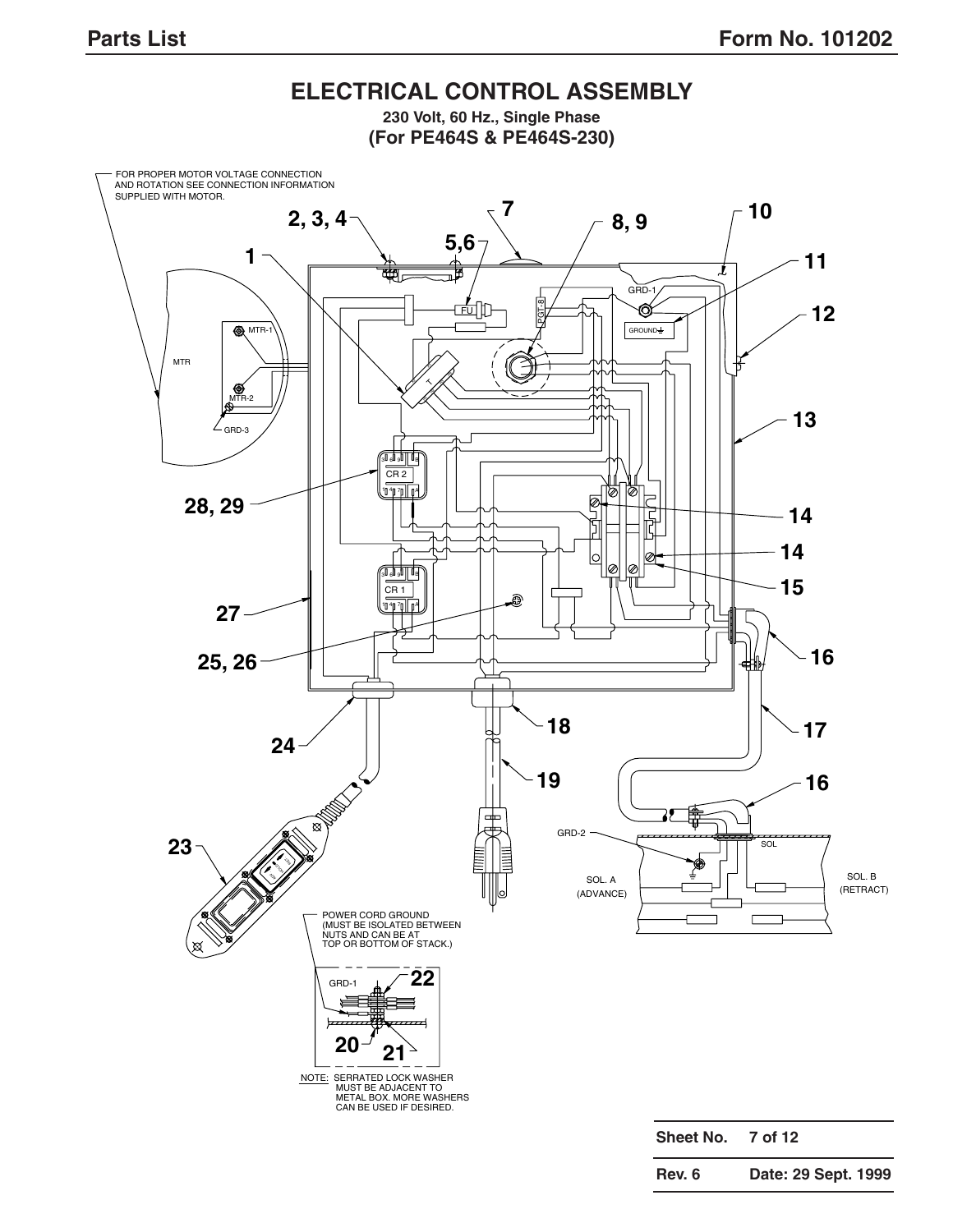# ELECTRICAL CONTROL ASSEMBLY

**230 Volt, 60 Hz., Single Phase**

**(For PE464S & PE464S-230)**

FOR PROPER MOTOR VOLTAGE CONNECTION AND ROTATION SEE CONNECTION INFORMATION SUPPLIED WITH MOTOR.

MTR

MTR-1

MTR-2

GRD-3

GRD-1

GROUND

FU

PCT-8

T

CR 2

CR 1

GRD-2

SOL

SOL. A (ADVANCE)

SOL. B (RETRACT)

1

2, 3, 4

5,6

7

8, 9

10

11

12

13

14

14

15

16

16

17

18

19

20

21

22

23

24

25, 26

27

28, 29

POWER CORD GROUND (MUST BE ISOLATED BETWEEN NUTS AND CAN BE AT TOP OR BOTTOM OF STACK.)

NOTE: SERRATED LOCK WASHER MUST BE ADJACENT TO METAL BOX. MORE WASHERS CAN BE USED IF DESIRED.

| Sheet No. | 7 of 12 |
|---|---|
| Rev. 6 | Date: 29 Sept. 1999 |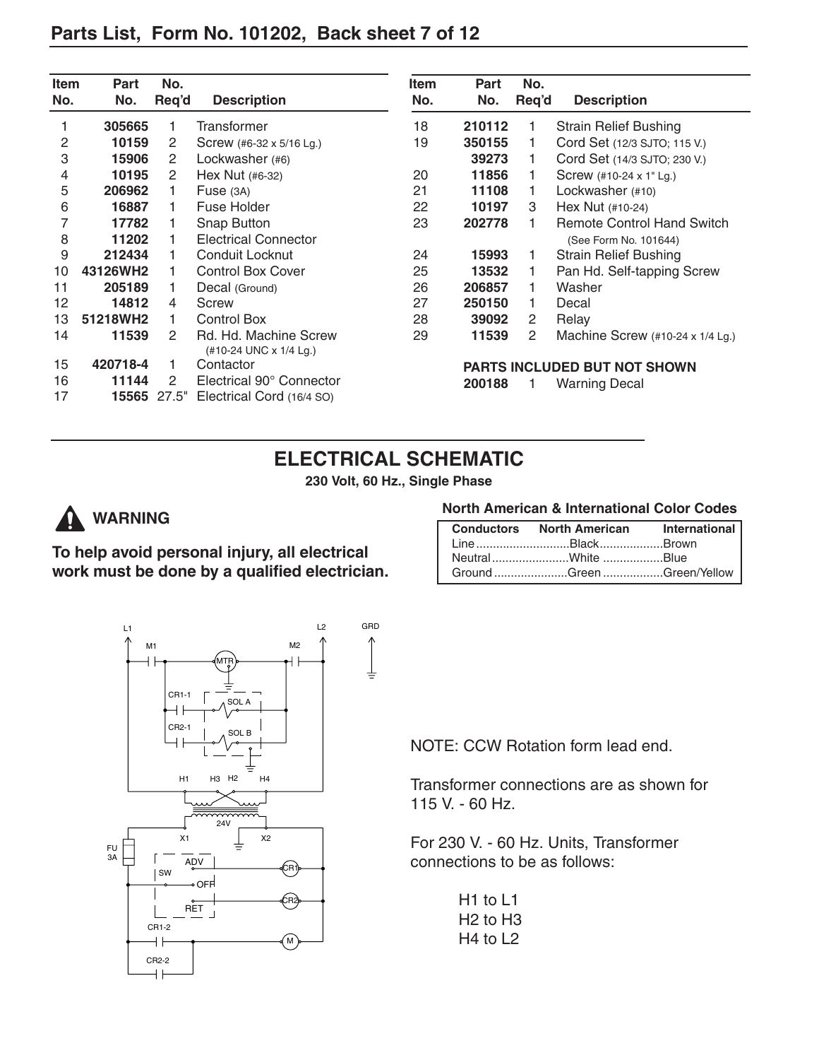## Parts List, Form No. 101202, Back sheet 7 of 12

| Item No. | Part No. | No. Req'd | Description |
|---|---|---|---|
| 1 | **305665** | 1 | Transformer |
| 2 | **10159** | 2 | Screw (#6-32 x 5/16 Lg.) |
| 3 | **15906** | 2 | Lockwasher (#6) |
| 4 | **10195** | 2 | Hex Nut (#6-32) |
| 5 | **206962** | 1 | Fuse (3A) |
| 6 | **16887** | 1 | Fuse Holder |
| 7 | **17782** | 1 | Snap Button |
| 8 | **11202** | 1 | Electrical Connector |
| 9 | **212434** | 1 | Conduit Locknut |
| 10 | **43126WH2** | 1 | Control Box Cover |
| 11 | **205189** | 1 | Decal (Ground) |
| 12 | **14812** | 4 | Screw |
| 13 | **51218WH2** | 1 | Control Box |
| 14 | **11539** | 2 | Rd. Hd. Machine Screw (#10-24 UNC x 1/4 Lg.) |
| 15 | **420718-4** | 1 | Contactor |
| 16 | **11144** | 2 | Electrical 90° Connector |
| 17 | **15565** | 27.5" | Electrical Cord (16/4 SO) |
| 18 | **210112** | 1 | Strain Relief Bushing |
| 19 | **350155** | 1 | Cord Set (12/3 SJTO; 115 V.) |
| | **39273** | 1 | Cord Set (14/3 SJTO; 230 V.) |
| 20 | **11856** | 1 | Screw (#10-24 x 1" Lg.) |
| 21 | **11108** | 1 | Lockwasher (#10) |
| 22 | **10197** | 3 | Hex Nut (#10-24) |
| 23 | **202778** | 1 | Remote Control Hand Switch (See Form No. 101644) |
| 24 | **15993** | 1 | Strain Relief Bushing |
| 25 | **13532** | 1 | Pan Hd. Self-tapping Screw |
| 26 | **206857** | 1 | Washer |
| 27 | **250150** | 1 | Decal |
| 28 | **39092** | 2 | Relay |
| 29 | **11539** | 2 | Machine Screw (#10-24 x 1/4 Lg.) |

**PARTS INCLUDED BUT NOT SHOWN**

| Part No. | No. Req'd | Description |
|---|---|---|
| **200188** | 1 | Warning Decal |

## ELECTRICAL SCHEMATIC

**230 Volt, 60 Hz., Single Phase**

**WARNING**

**To help avoid personal injury, all electrical work must be done by a qualified electrician.**

**North American & International Color Codes**

| Conductors | North American | International |
|---|---|---|
| Line | Black | Brown |
| Neutral | White | Blue |
| Ground | Green | Green/Yellow |

NOTE: CCW Rotation form lead end.

Transformer connections are as shown for 115 V. - 60 Hz.

For 230 V. - 60 Hz. Units, Transformer connections to be as follows:

H1 to L1
H2 to H3
H4 to L2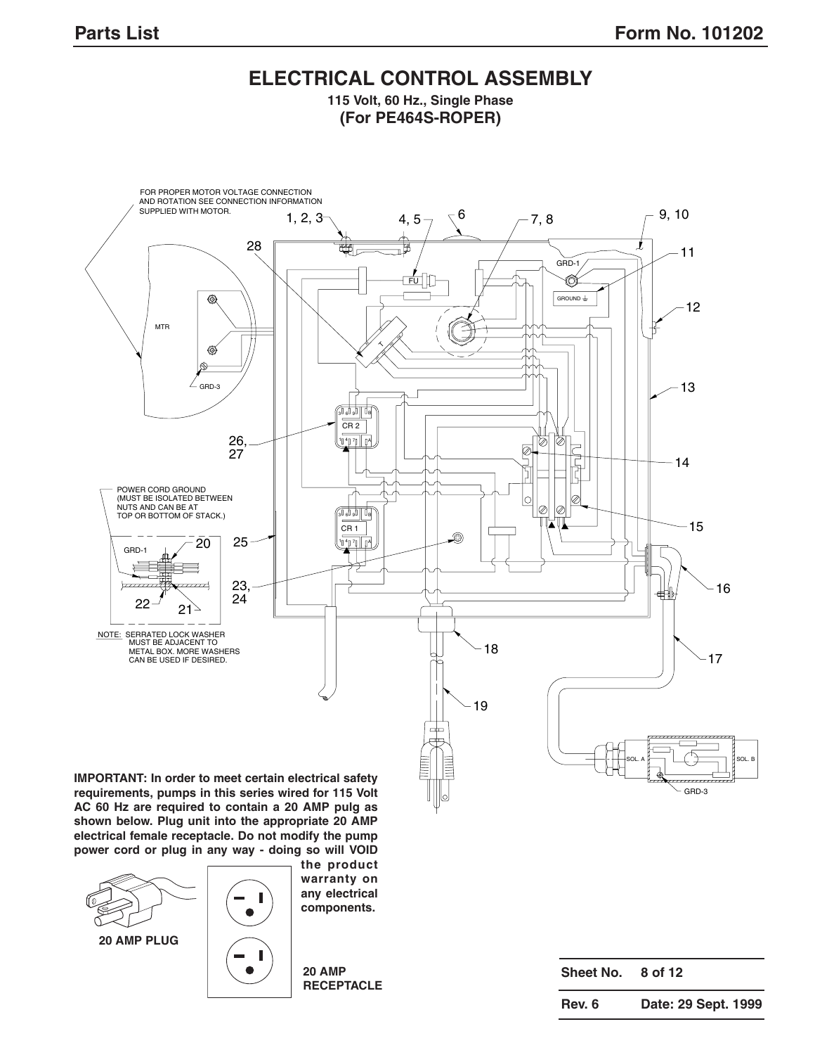## ELECTRICAL CONTROL ASSEMBLY

**115 Volt, 60 Hz., Single Phase**

**(For PE464S-ROPER)**

FOR PROPER MOTOR VOLTAGE CONNECTION AND ROTATION SEE CONNECTION INFORMATION SUPPLIED WITH MOTOR.

POWER CORD GROUND (MUST BE ISOLATED BETWEEN NUTS AND CAN BE AT TOP OR BOTTOM OF STACK.)

NOTE: SERRATED LOCK WASHER MUST BE ADJACENT TO METAL BOX. MORE WASHERS CAN BE USED IF DESIRED.

**IMPORTANT: In order to meet certain electrical safety requirements, pumps in this series wired for 115 Volt AC 60 Hz are required to contain a 20 AMP pulg as shown below. Plug unit into the appropriate 20 AMP electrical female receptacle. Do not modify the pump power cord or plug in any way - doing so will VOID the product warranty on any electrical components.**

**20 AMP PLUG**

**20 AMP RECEPTACLE**

| Sheet No. | 8 of 12 |
|---|---|
| Rev. 6 | Date: 29 Sept. 1999 |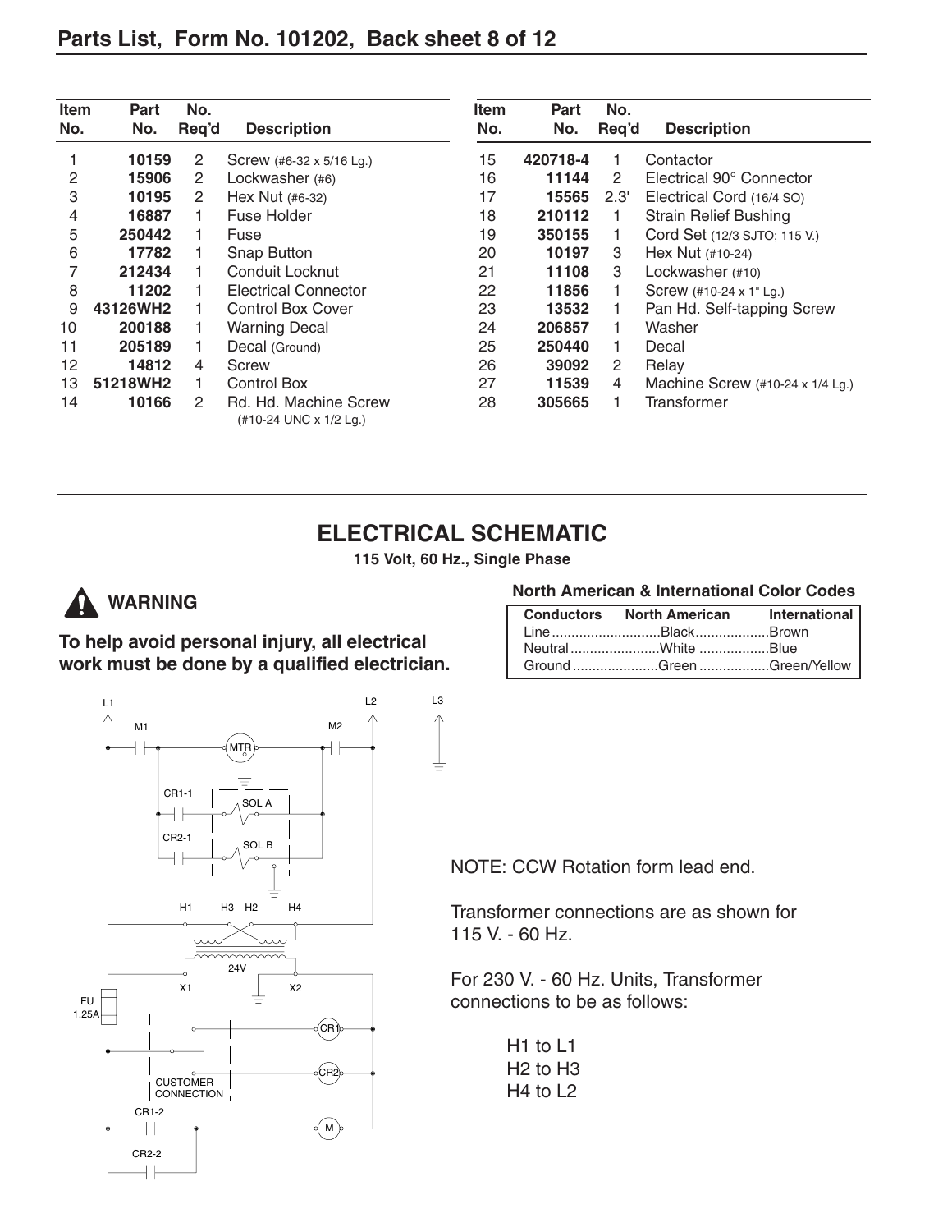## Parts List, Form No. 101202, Back sheet 8 of 12

| Item No. | Part No. | No. Req'd | Description |
|---|---|---|---|
| 1 | 10159 | 2 | Screw (#6-32 x 5/16 Lg.) |
| 2 | 15906 | 2 | Lockwasher (#6) |
| 3 | 10195 | 2 | Hex Nut (#6-32) |
| 4 | 16887 | 1 | Fuse Holder |
| 5 | 250442 | 1 | Fuse |
| 6 | 17782 | 1 | Snap Button |
| 7 | 212434 | 1 | Conduit Locknut |
| 8 | 11202 | 1 | Electrical Connector |
| 9 | 43126WH2 | 1 | Control Box Cover |
| 10 | 200188 | 1 | Warning Decal |
| 11 | 205189 | 1 | Decal (Ground) |
| 12 | 14812 | 4 | Screw |
| 13 | 51218WH2 | 1 | Control Box |
| 14 | 10166 | 2 | Rd. Hd. Machine Screw (#10-24 UNC x 1/2 Lg.) |
| 15 | 420718-4 | 1 | Contactor |
| 16 | 11144 | 2 | Electrical 90° Connector |
| 17 | 15565 | 2.3' | Electrical Cord (16/4 SO) |
| 18 | 210112 | 1 | Strain Relief Bushing |
| 19 | 350155 | 1 | Cord Set (12/3 SJTO; 115 V.) |
| 20 | 10197 | 3 | Hex Nut (#10-24) |
| 21 | 11108 | 3 | Lockwasher (#10) |
| 22 | 11856 | 1 | Screw (#10-24 x 1" Lg.) |
| 23 | 13532 | 1 | Pan Hd. Self-tapping Screw |
| 24 | 206857 | 1 | Washer |
| 25 | 250440 | 1 | Decal |
| 26 | 39092 | 2 | Relay |
| 27 | 11539 | 4 | Machine Screw (#10-24 x 1/4 Lg.) |
| 28 | 305665 | 1 | Transformer |

## ELECTRICAL SCHEMATIC

**115 Volt, 60 Hz., Single Phase**

**WARNING**

**To help avoid personal injury, all electrical work must be done by a qualified electrician.**

**North American & International Color Codes**

| Conductors | North American | International |
|---|---|---|
| Line | Black | Brown |
| Neutral | White | Blue |
| Ground | Green | Green/Yellow |

L1 L2 L3 M1 M2 MTR CR1-1 SOL A CR2-1 SOL B H1 H3 H2 H4 24V X1 X2 FU 1.25A CR1 CR2 CUSTOMER CONNECTION CR1-2 M CR2-2

NOTE: CCW Rotation form lead end.

Transformer connections are as shown for 115 V. - 60 Hz.

For 230 V. - 60 Hz. Units, Transformer connections to be as follows:

H1 to L1
H2 to H3
H4 to L2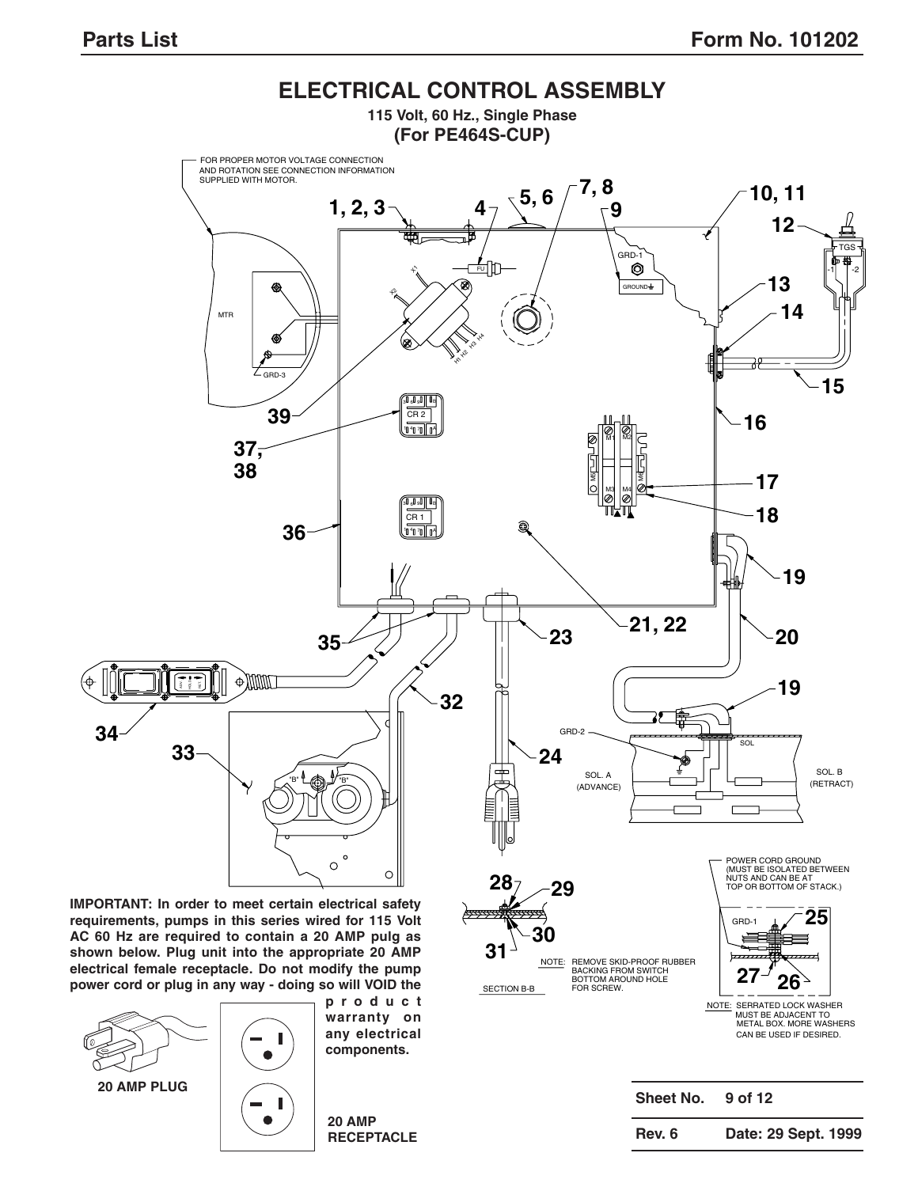# ELECTRICAL CONTROL ASSEMBLY

**115 Volt, 60 Hz., Single Phase**
**(For PE464S-CUP)**

FOR PROPER MOTOR VOLTAGE CONNECTION AND ROTATION SEE CONNECTION INFORMATION SUPPLIED WITH MOTOR.

POWER CORD GROUND (MUST BE ISOLATED BETWEEN NUTS AND CAN BE AT TOP OR BOTTOM OF STACK.)

NOTE: REMOVE SKID-PROOF RUBBER BACKING FROM SWITCH BOTTOM AROUND HOLE FOR SCREW.

SECTION B-B

NOTE: SERRATED LOCK WASHER MUST BE ADJACENT TO METAL BOX. MORE WASHERS CAN BE USED IF DESIRED.

**IMPORTANT: In order to meet certain electrical safety requirements, pumps in this series wired for 115 Volt AC 60 Hz are required to contain a 20 AMP pulg as shown below. Plug unit into the appropriate 20 AMP electrical female receptacle. Do not modify the pump power cord or plug in any way - doing so will VOID the product warranty on any electrical components.**

**20 AMP PLUG**

**20 AMP RECEPTACLE**

| Sheet No. | 9 of 12 |
|---|---|
| Rev. 6 | Date: 29 Sept. 1999 |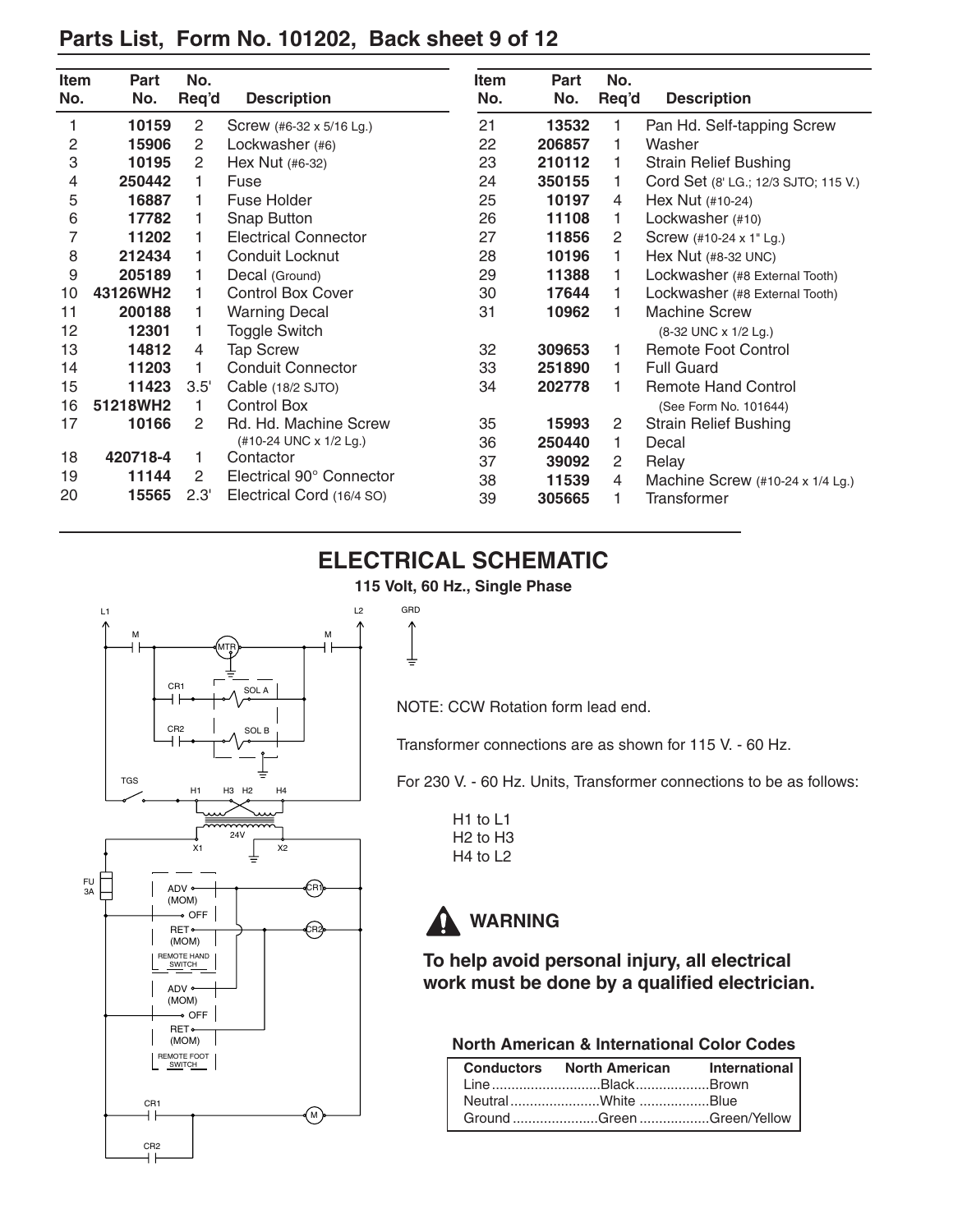## Parts List, Form No. 101202, Back sheet 9 of 12

| Item No. | Part No. | No. Req'd | Description |
|---|---|---|---|
| 1 | 10159 | 2 | Screw (#6-32 x 5/16 Lg.) |
| 2 | 15906 | 2 | Lockwasher (#6) |
| 3 | 10195 | 2 | Hex Nut (#6-32) |
| 4 | 250442 | 1 | Fuse |
| 5 | 16887 | 1 | Fuse Holder |
| 6 | 17782 | 1 | Snap Button |
| 7 | 11202 | 1 | Electrical Connector |
| 8 | 212434 | 1 | Conduit Locknut |
| 9 | 205189 | 1 | Decal (Ground) |
| 10 | 43126WH2 | 1 | Control Box Cover |
| 11 | 200188 | 1 | Warning Decal |
| 12 | 12301 | 1 | Toggle Switch |
| 13 | 14812 | 4 | Tap Screw |
| 14 | 11203 | 1 | Conduit Connector |
| 15 | 11423 | 3.5' | Cable (18/2 SJTO) |
| 16 | 51218WH2 | 1 | Control Box |
| 17 | 10166 | 2 | Rd. Hd. Machine Screw (#10-24 UNC x 1/2 Lg.) |
| 18 | 420718-4 | 1 | Contactor |
| 19 | 11144 | 2 | Electrical 90° Connector |
| 20 | 15565 | 2.3' | Electrical Cord (16/4 SO) |
| 21 | 13532 | 1 | Pan Hd. Self-tapping Screw |
| 22 | 206857 | 1 | Washer |
| 23 | 210112 | 1 | Strain Relief Bushing |
| 24 | 350155 | 1 | Cord Set (8' LG.; 12/3 SJTO; 115 V.) |
| 25 | 10197 | 4 | Hex Nut (#10-24) |
| 26 | 11108 | 1 | Lockwasher (#10) |
| 27 | 11856 | 2 | Screw (#10-24 x 1" Lg.) |
| 28 | 10196 | 1 | Hex Nut (#8-32 UNC) |
| 29 | 11388 | 1 | Lockwasher (#8 External Tooth) |
| 30 | 17644 | 1 | Lockwasher (#8 External Tooth) |
| 31 | 10962 | 1 | Machine Screw (8-32 UNC x 1/2 Lg.) |
| 32 | 309653 | 1 | Remote Foot Control |
| 33 | 251890 | 1 | Full Guard |
| 34 | 202778 | 1 | Remote Hand Control (See Form No. 101644) |
| 35 | 15993 | 2 | Strain Relief Bushing |
| 36 | 250440 | 1 | Decal |
| 37 | 39092 | 2 | Relay |
| 38 | 11539 | 4 | Machine Screw (#10-24 x 1/4 Lg.) |
| 39 | 305665 | 1 | Transformer |

## ELECTRICAL SCHEMATIC

**115 Volt, 60 Hz., Single Phase**

NOTE: CCW Rotation form lead end.

Transformer connections are as shown for 115 V. - 60 Hz.

For 230 V. - 60 Hz. Units, Transformer connections to be as follows:

H1 to L1
H2 to H3
H4 to L2

### WARNING

**To help avoid personal injury, all electrical work must be done by a qualified electrician.**

**North American & International Color Codes**

| Conductors | North American | International |
|---|---|---|
| Line | Black | Brown |
| Neutral | White | Blue |
| Ground | Green | Green/Yellow |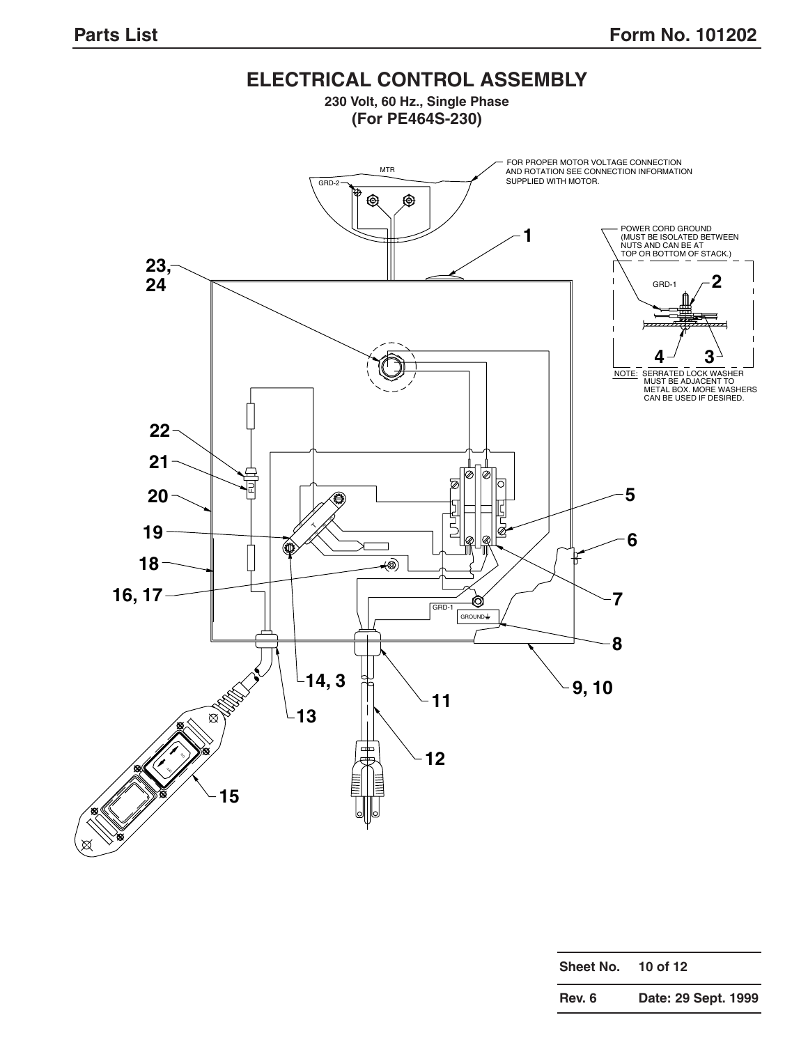# ELECTRICAL CONTROL ASSEMBLY

**230 Volt, 60 Hz., Single Phase**

**(For PE464S-230)**

FOR PROPER MOTOR VOLTAGE CONNECTION AND ROTATION SEE CONNECTION INFORMATION SUPPLIED WITH MOTOR.

MTR

GRD-2

POWER CORD GROUND (MUST BE ISOLATED BETWEEN NUTS AND CAN BE AT TOP OR BOTTOM OF STACK.)

GRD-1

NOTE: SERRATED LOCK WASHER MUST BE ADJACENT TO METAL BOX. MORE WASHERS CAN BE USED IF DESIRED.

GRD-1

GROUND

FU

1, 2, 3, 4, 5, 6, 7, 8, 9, 10, 11, 12, 13, 14, 15, 16, 17, 18, 19, 20, 21, 22, 23, 24

| Sheet No. | 10 of 12 |
|---|---|
| Rev. 6 | Date: 29 Sept. 1999 |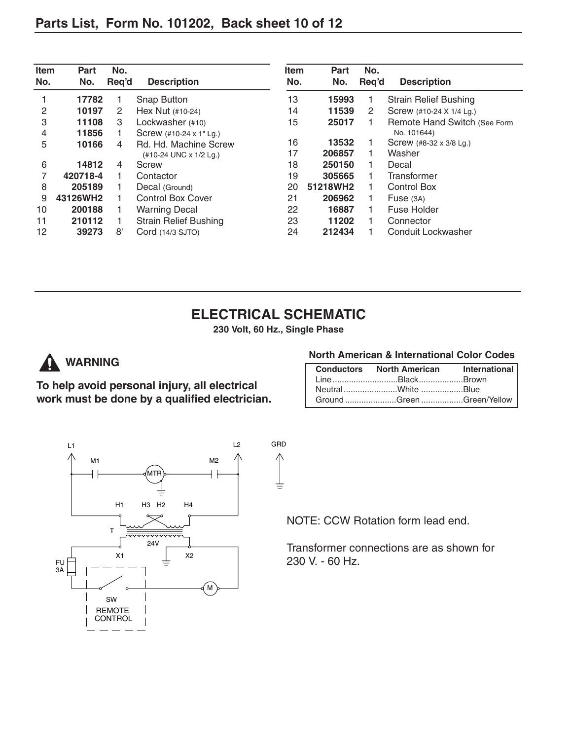## Parts List, Form No. 101202, Back sheet 10 of 12

| Item No. | Part No. | No. Req'd | Description |
|---|---|---|---|
| 1 | **17782** | 1 | Snap Button |
| 2 | **10197** | 2 | Hex Nut (#10-24) |
| 3 | **11108** | 3 | Lockwasher (#10) |
| 4 | **11856** | 1 | Screw (#10-24 x 1" Lg.) |
| 5 | **10166** | 4 | Rd. Hd. Machine Screw (#10-24 UNC x 1/2 Lg.) |
| 6 | **14812** | 4 | Screw |
| 7 | **420718-4** | 1 | Contactor |
| 8 | **205189** | 1 | Decal (Ground) |
| 9 | **43126WH2** | 1 | Control Box Cover |
| 10 | **200188** | 1 | Warning Decal |
| 11 | **210112** | 1 | Strain Relief Bushing |
| 12 | **39273** | 8' | Cord (14/3 SJTO) |
| 13 | **15993** | 1 | Strain Relief Bushing |
| 14 | **11539** | 2 | Screw (#10-24 X 1/4 Lg.) |
| 15 | **25017** | 1 | Remote Hand Switch (See Form No. 101644) |
| 16 | **13532** | 1 | Screw (#8-32 x 3/8 Lg.) |
| 17 | **206857** | 1 | Washer |
| 18 | **250150** | 1 | Decal |
| 19 | **305665** | 1 | Transformer |
| 20 | **51218WH2** | 1 | Control Box |
| 21 | **206962** | 1 | Fuse (3A) |
| 22 | **16887** | 1 | Fuse Holder |
| 23 | **11202** | 1 | Connector |
| 24 | **212434** | 1 | Conduit Lockwasher |

## ELECTRICAL SCHEMATIC

**230 Volt, 60 Hz., Single Phase**

### ⚠ WARNING

**To help avoid personal injury, all electrical work must be done by a qualified electrician.**

**North American & International Color Codes**

| Conductors | North American | International |
|---|---|---|
| Line | Black | Brown |
| Neutral | White | Blue |
| Ground | Green | Green/Yellow |

L1 L2 GRD M1 M2 MTR H1 H3 H2 H4 T 24V X1 X2 FU 3A SW REMOTE CONTROL M

NOTE: CCW Rotation form lead end.

Transformer connections are as shown for 230 V. - 60 Hz.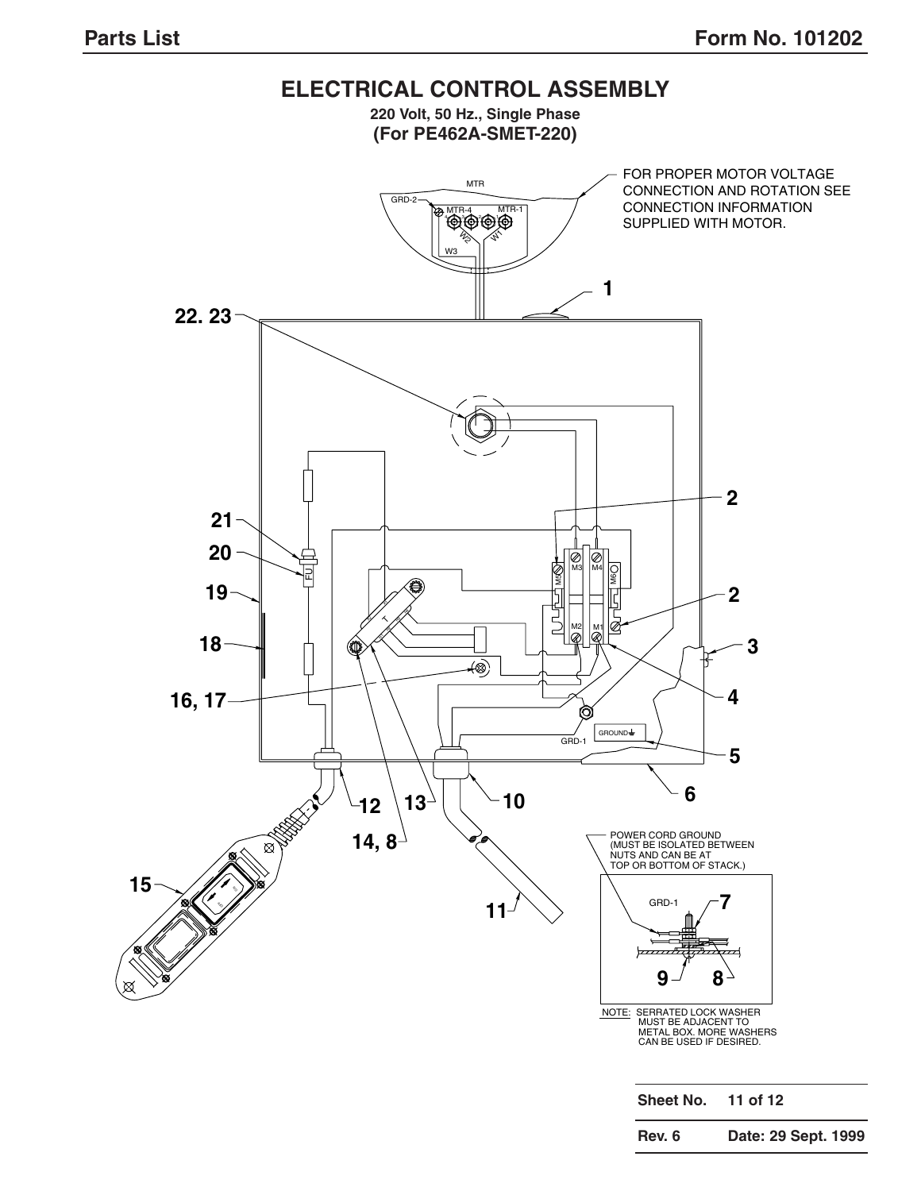# ELECTRICAL CONTROL ASSEMBLY

**220 Volt, 50 Hz., Single Phase**

**(For PE462A-SMET-220)**

FOR PROPER MOTOR VOLTAGE CONNECTION AND ROTATION SEE CONNECTION INFORMATION SUPPLIED WITH MOTOR.

MTR

GRD-2

MTR-4

MTR-1

W1

W2

W3

1

22. 23

2

21

20

FU

19

18

T

M3

M4

M5

M6

M2

M1

3

16, 17

4

GRD-1

GROUND

5

6

12

13

10

14, 8

15

11

POWER CORD GROUND (MUST BE ISOLATED BETWEEN NUTS AND CAN BE AT TOP OR BOTTOM OF STACK.)

GRD-1

7

9

8

NOTE: SERRATED LOCK WASHER MUST BE ADJACENT TO METAL BOX. MORE WASHERS CAN BE USED IF DESIRED.

| Sheet No. | 11 of 12 |
|---|---|
| Rev. 6 | Date: 29 Sept. 1999 |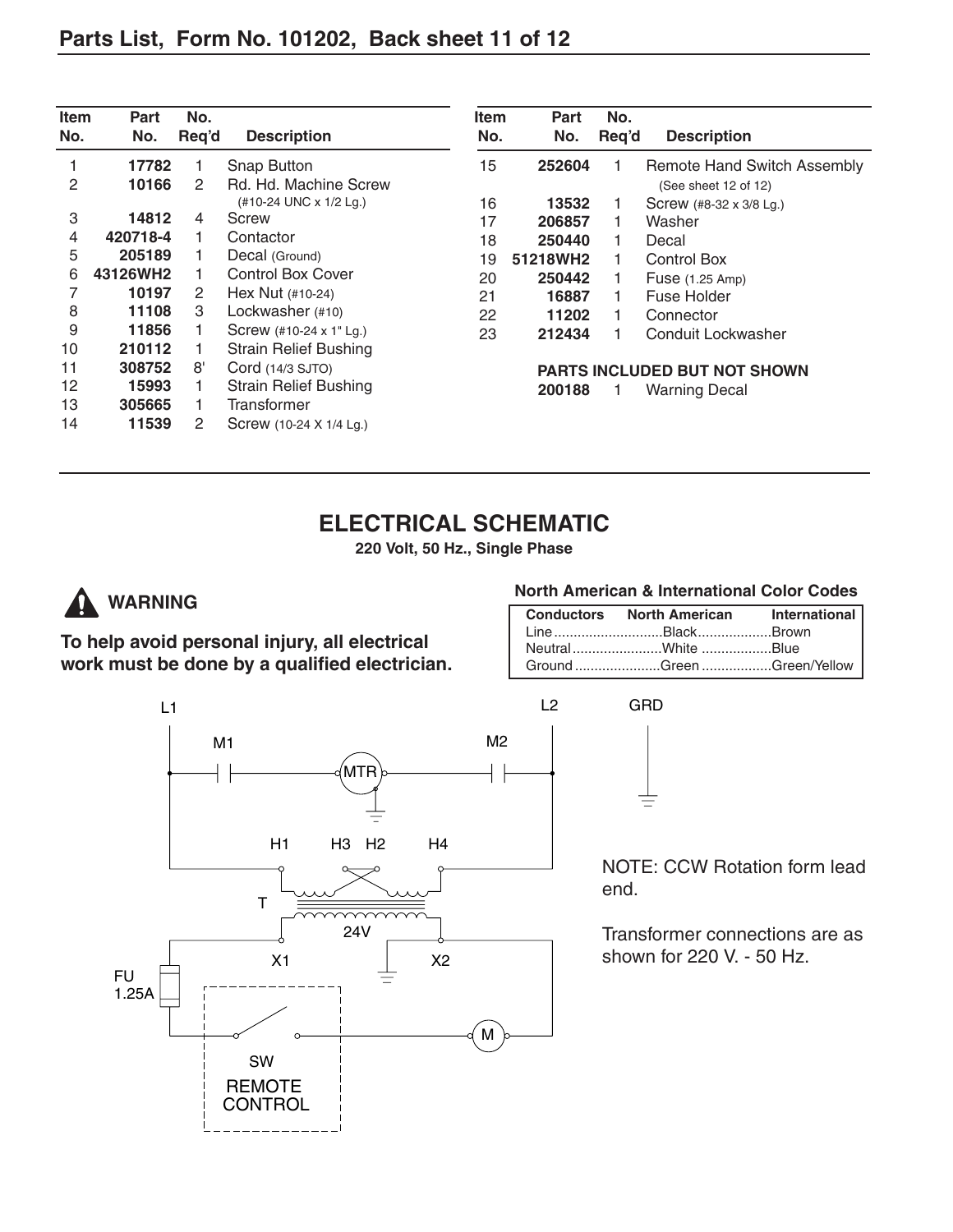# Parts List, Form No. 101202, Back sheet 11 of 12

| Item No. | Part No. | No. Req'd | Description |
|---|---|---|---|
| 1 | **17782** | 1 | Snap Button |
| 2 | **10166** | 2 | Rd. Hd. Machine Screw (#10-24 UNC x 1/2 Lg.) |
| 3 | **14812** | 4 | Screw |
| 4 | **420718-4** | 1 | Contactor |
| 5 | **205189** | 1 | Decal (Ground) |
| 6 | **43126WH2** | 1 | Control Box Cover |
| 7 | **10197** | 2 | Hex Nut (#10-24) |
| 8 | **11108** | 3 | Lockwasher (#10) |
| 9 | **11856** | 1 | Screw (#10-24 x 1" Lg.) |
| 10 | **210112** | 1 | Strain Relief Bushing |
| 11 | **308752** | 8' | Cord (14/3 SJTO) |
| 12 | **15993** | 1 | Strain Relief Bushing |
| 13 | **305665** | 1 | Transformer |
| 14 | **11539** | 2 | Screw (10-24 X 1/4 Lg.) |
| 15 | **252604** | 1 | Remote Hand Switch Assembly (See sheet 12 of 12) |
| 16 | **13532** | 1 | Screw (#8-32 x 3/8 Lg.) |
| 17 | **206857** | 1 | Washer |
| 18 | **250440** | 1 | Decal |
| 19 | **51218WH2** | 1 | Control Box |
| 20 | **250442** | 1 | Fuse (1.25 Amp) |
| 21 | **16887** | 1 | Fuse Holder |
| 22 | **11202** | 1 | Connector |
| 23 | **212434** | 1 | Conduit Lockwasher |

**PARTS INCLUDED BUT NOT SHOWN**

| Part No. | No. Req'd | Description |
|---|---|---|
| **200188** | 1 | Warning Decal |

## ELECTRICAL SCHEMATIC

**220 Volt, 50 Hz., Single Phase**

**⚠ WARNING**

**To help avoid personal injury, all electrical work must be done by a qualified electrician.**

**North American & International Color Codes**

| Conductors | North American | International |
|---|---|---|
| Line | Black | Brown |
| Neutral | White | Blue |
| Ground | Green | Green/Yellow |

L1 L2 GRD M1 M2 MTR H1 H3 H2 H4 T 24V X1 X2 FU 1.25A SW REMOTE CONTROL M

NOTE: CCW Rotation form lead end.

Transformer connections are as shown for 220 V. - 50 Hz.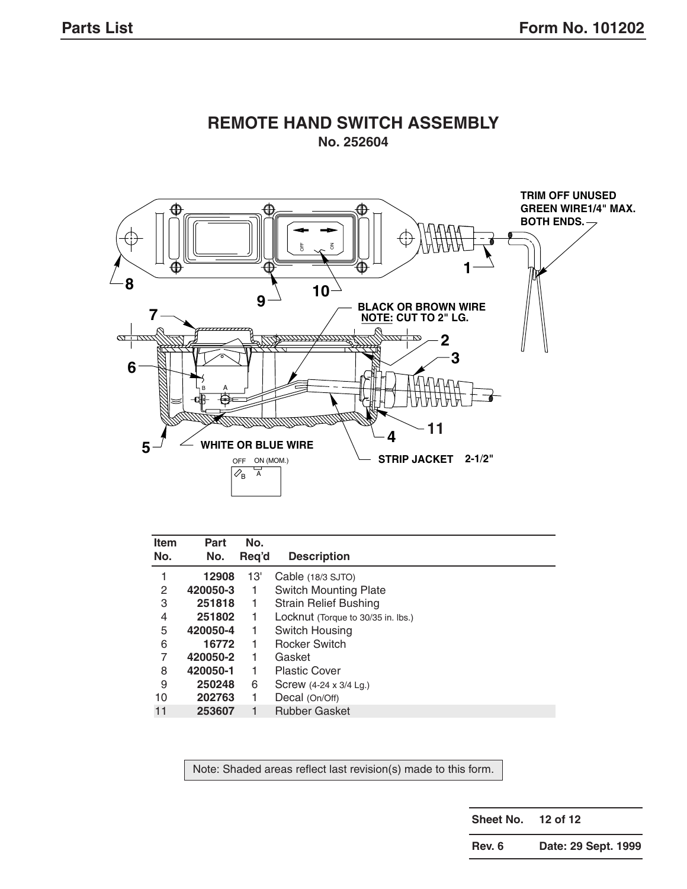# REMOTE HAND SWITCH ASSEMBLY

**No. 252604**

TRIM OFF UNUSED GREEN WIRE1/4" MAX. BOTH ENDS.

BLACK OR BROWN WIRE
NOTE: CUT TO 2" LG.

WHITE OR BLUE WIRE

STRIP JACKET 2-1/2"

OFF ON (MOM.)

| Item No. | Part No. | No. Req'd | Description |
|---|---|---|---|
| 1 | **12908** | 13' | Cable (18/3 SJTO) |
| 2 | **420050-3** | 1 | Switch Mounting Plate |
| 3 | **251818** | 1 | Strain Relief Bushing |
| 4 | **251802** | 1 | Locknut (Torque to 30/35 in. lbs.) |
| 5 | **420050-4** | 1 | Switch Housing |
| 6 | **16772** | 1 | Rocker Switch |
| 7 | **420050-2** | 1 | Gasket |
| 8 | **420050-1** | 1 | Plastic Cover |
| 9 | **250248** | 6 | Screw (4-24 x 3/4 Lg.) |
| 10 | **202763** | 1 | Decal (On/Off) |
| 11 | **253607** | 1 | Rubber Gasket |

Note: Shaded areas reflect last revision(s) made to this form.

| | |
|---|---|
| **Sheet No.** | **12 of 12** |
| **Rev. 6** | **Date: 29 Sept. 1999** |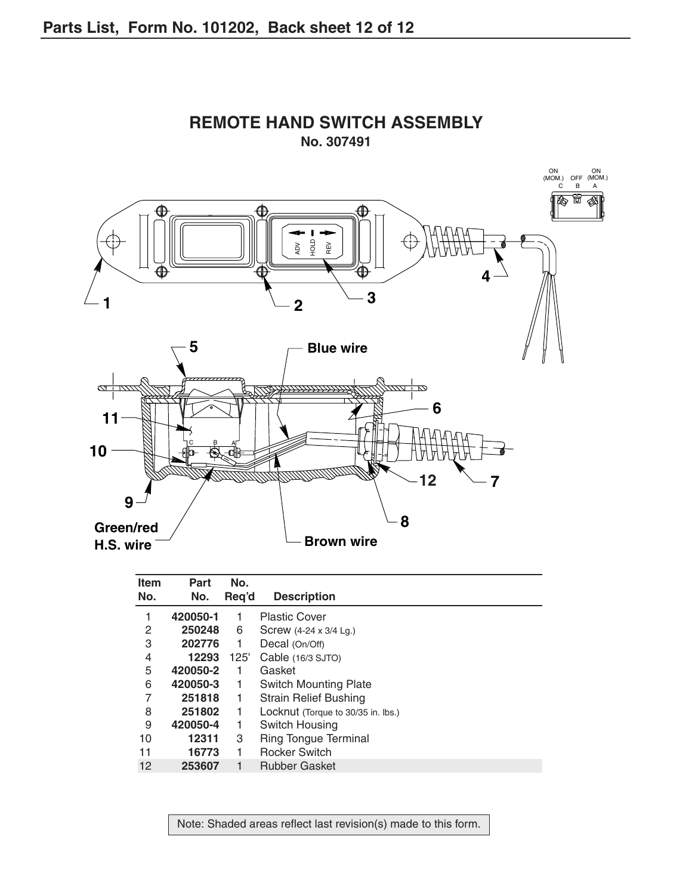Parts List, Form No. 101202, Back sheet 12 of 12

## REMOTE HAND SWITCH ASSEMBLY

**No. 307491**

ON (MOM.) C
OFF B
ON (MOM.) A

ADV HOLD REV

1
2
3
4
5
6
7
8
9
10
11
12
Blue wire
Green/red H.S. wire
Brown wire

| Item No. | Part No. | No. Req'd | Description |
|---|---|---|---|
| 1 | **420050-1** | 1 | Plastic Cover |
| 2 | **250248** | 6 | Screw (4-24 x 3/4 Lg.) |
| 3 | **202776** | 1 | Decal (On/Off) |
| 4 | **12293** | 125' | Cable (16/3 SJTO) |
| 5 | **420050-2** | 1 | Gasket |
| 6 | **420050-3** | 1 | Switch Mounting Plate |
| 7 | **251818** | 1 | Strain Relief Bushing |
| 8 | **251802** | 1 | Locknut (Torque to 30/35 in. lbs.) |
| 9 | **420050-4** | 1 | Switch Housing |
| 10 | **12311** | 3 | Ring Tongue Terminal |
| 11 | **16773** | 1 | Rocker Switch |
| 12 | **253607** | 1 | Rubber Gasket |

Note: Shaded areas reflect last revision(s) made to this form.